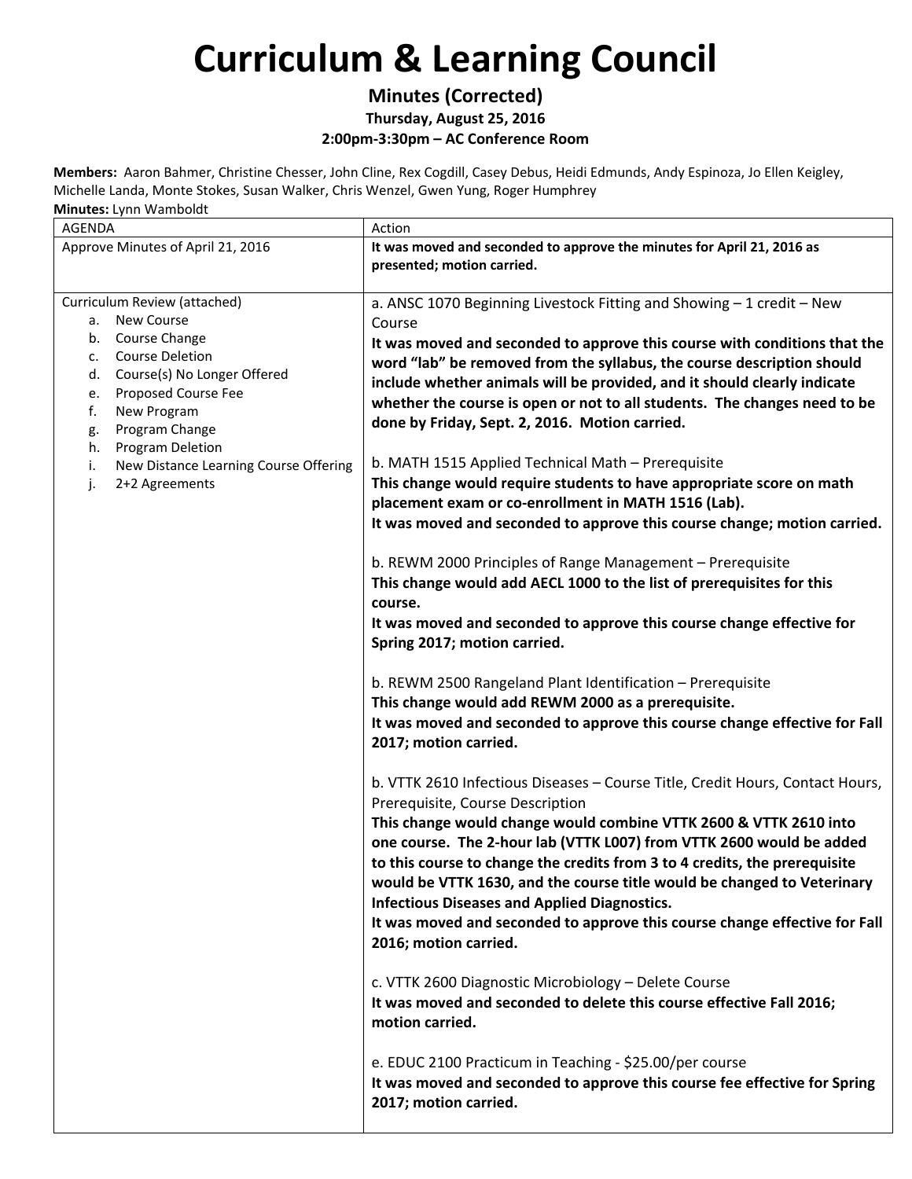# Curriculum & Learning Council

**Minutes (Corrected)**

**Thursday, August 25, 2016**

**2:00pm-3:30pm – AC Conference Room**

**Members:** Aaron Bahmer, Christine Chesser, John Cline, Rex Cogdill, Casey Debus, Heidi Edmunds, Andy Espinoza, Jo Ellen Keigley, Michelle Landa, Monte Stokes, Susan Walker, Chris Wenzel, Gwen Yung, Roger Humphrey

**Minutes:** Lynn Wamboldt

| AGENDA | Action |
|---|---|
| Approve Minutes of April 21, 2016 | **It was moved and seconded to approve the minutes for April 21, 2016 as presented; motion carried.** |
| Curriculum Review (attached)<br>a. New Course<br>b. Course Change<br>c. Course Deletion<br>d. Course(s) No Longer Offered<br>e. Proposed Course Fee<br>f. New Program<br>g. Program Change<br>h. Program Deletion<br>i. New Distance Learning Course Offering<br>j. 2+2 Agreements | a. ANSC 1070 Beginning Livestock Fitting and Showing – 1 credit – New Course<br>**It was moved and seconded to approve this course with conditions that the word "lab" be removed from the syllabus, the course description should include whether animals will be provided, and it should clearly indicate whether the course is open or not to all students. The changes need to be done by Friday, Sept. 2, 2016. Motion carried.**<br><br>b. MATH 1515 Applied Technical Math – Prerequisite<br>**This change would require students to have appropriate score on math placement exam or co-enrollment in MATH 1516 (Lab).**<br>**It was moved and seconded to approve this course change; motion carried.**<br><br>b. REWM 2000 Principles of Range Management – Prerequisite<br>**This change would add AECL 1000 to the list of prerequisites for this course.**<br>**It was moved and seconded to approve this course change effective for Spring 2017; motion carried.**<br><br>b. REWM 2500 Rangeland Plant Identification – Prerequisite<br>**This change would add REWM 2000 as a prerequisite.**<br>**It was moved and seconded to approve this course change effective for Fall 2017; motion carried.**<br><br>b. VTTK 2610 Infectious Diseases – Course Title, Credit Hours, Contact Hours, Prerequisite, Course Description<br>**This change would change would combine VTTK 2600 & VTTK 2610 into one course. The 2-hour lab (VTTK L007) from VTTK 2600 would be added to this course to change the credits from 3 to 4 credits, the prerequisite would be VTTK 1630, and the course title would be changed to Veterinary Infectious Diseases and Applied Diagnostics.**<br>**It was moved and seconded to approve this course change effective for Fall 2016; motion carried.**<br><br>c. VTTK 2600 Diagnostic Microbiology – Delete Course<br>**It was moved and seconded to delete this course effective Fall 2016; motion carried.**<br><br>e. EDUC 2100 Practicum in Teaching - $25.00/per course<br>**It was moved and seconded to approve this course fee effective for Spring 2017; motion carried.** |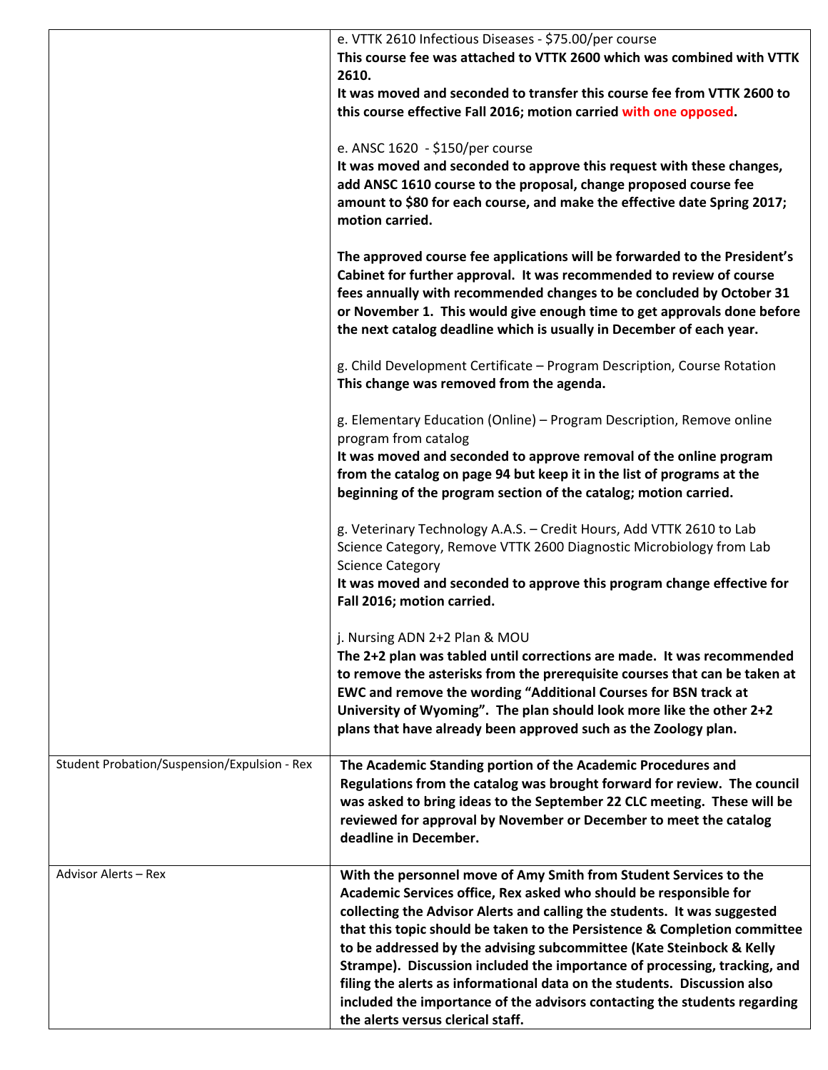| | |
|---|---|
| | e. VTTK 2610 Infectious Diseases - $75.00/per course<br>**This course fee was attached to VTTK 2600 which was combined with VTTK 2610.**<br>**It was moved and seconded to transfer this course fee from VTTK 2600 to this course effective Fall 2016; motion carried with one opposed.**<br><br>e. ANSC 1620 - $150/per course<br>**It was moved and seconded to approve this request with these changes, add ANSC 1610 course to the proposal, change proposed course fee amount to $80 for each course, and make the effective date Spring 2017; motion carried.**<br><br>**The approved course fee applications will be forwarded to the President's Cabinet for further approval. It was recommended to review of course fees annually with recommended changes to be concluded by October 31 or November 1. This would give enough time to get approvals done before the next catalog deadline which is usually in December of each year.**<br><br>g. Child Development Certificate – Program Description, Course Rotation<br>**This change was removed from the agenda.**<br><br>g. Elementary Education (Online) – Program Description, Remove online program from catalog<br>**It was moved and seconded to approve removal of the online program from the catalog on page 94 but keep it in the list of programs at the beginning of the program section of the catalog; motion carried.**<br><br>g. Veterinary Technology A.A.S. – Credit Hours, Add VTTK 2610 to Lab Science Category, Remove VTTK 2600 Diagnostic Microbiology from Lab Science Category<br>**It was moved and seconded to approve this program change effective for Fall 2016; motion carried.**<br><br>j. Nursing ADN 2+2 Plan & MOU<br>**The 2+2 plan was tabled until corrections are made. It was recommended to remove the asterisks from the prerequisite courses that can be taken at EWC and remove the wording "Additional Courses for BSN track at University of Wyoming". The plan should look more like the other 2+2 plans that have already been approved such as the Zoology plan.** |
| Student Probation/Suspension/Expulsion - Rex | **The Academic Standing portion of the Academic Procedures and Regulations from the catalog was brought forward for review. The council was asked to bring ideas to the September 22 CLC meeting. These will be reviewed for approval by November or December to meet the catalog deadline in December.** |
| Advisor Alerts – Rex | **With the personnel move of Amy Smith from Student Services to the Academic Services office, Rex asked who should be responsible for collecting the Advisor Alerts and calling the students. It was suggested that this topic should be taken to the Persistence & Completion committee to be addressed by the advising subcommittee (Kate Steinbock & Kelly Strampe). Discussion included the importance of processing, tracking, and filing the alerts as informational data on the students. Discussion also included the importance of the advisors contacting the students regarding the alerts versus clerical staff.** |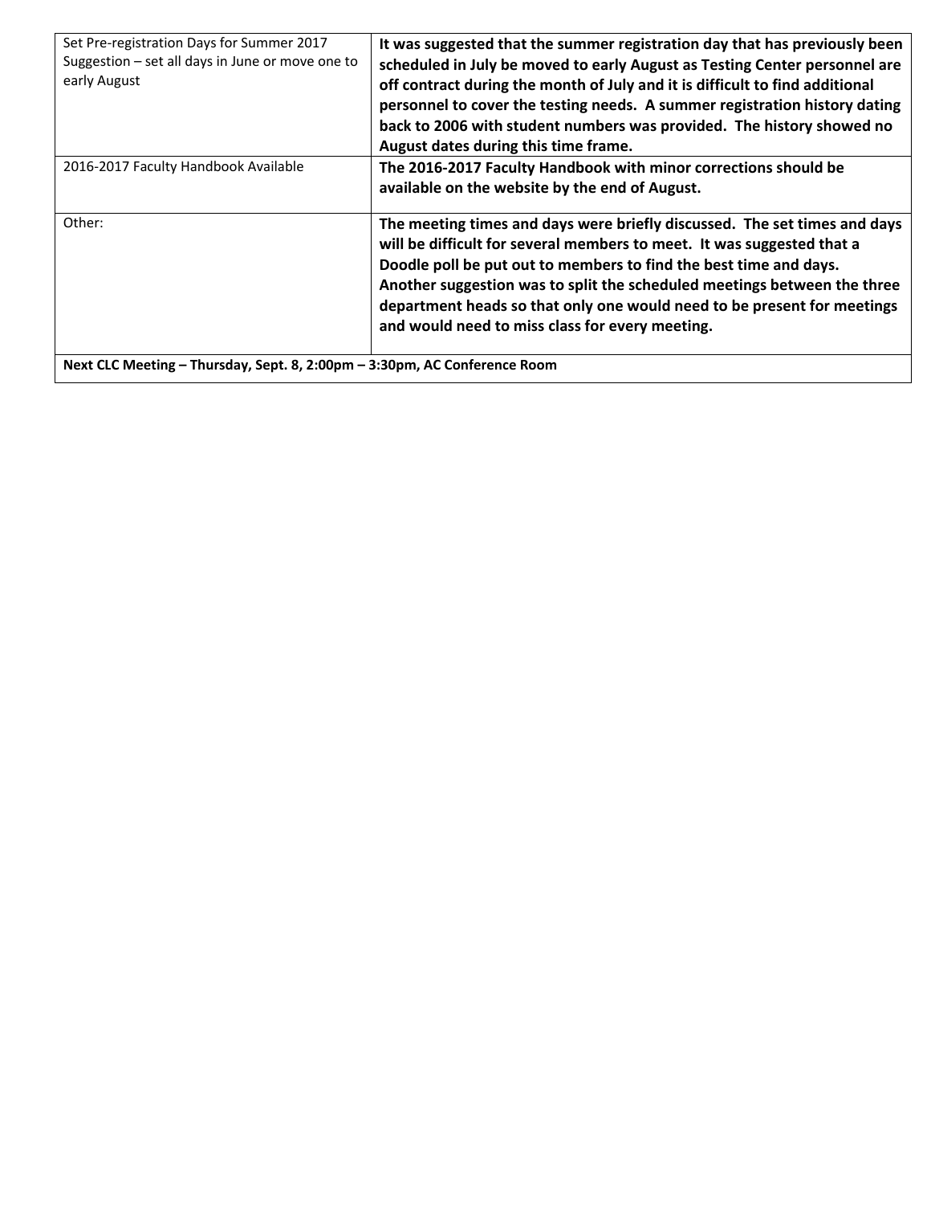| | |
|---|---|
| Set Pre-registration Days for Summer 2017 Suggestion – set all days in June or move one to early August | **It was suggested that the summer registration day that has previously been scheduled in July be moved to early August as Testing Center personnel are off contract during the month of July and it is difficult to find additional personnel to cover the testing needs. A summer registration history dating back to 2006 with student numbers was provided. The history showed no August dates during this time frame.** |
| 2016-2017 Faculty Handbook Available | **The 2016-2017 Faculty Handbook with minor corrections should be available on the website by the end of August.** |
| Other: | **The meeting times and days were briefly discussed. The set times and days will be difficult for several members to meet. It was suggested that a Doodle poll be put out to members to find the best time and days. Another suggestion was to split the scheduled meetings between the three department heads so that only one would need to be present for meetings and would need to miss class for every meeting.** |
| **Next CLC Meeting – Thursday, Sept. 8, 2:00pm – 3:30pm, AC Conference Room** | |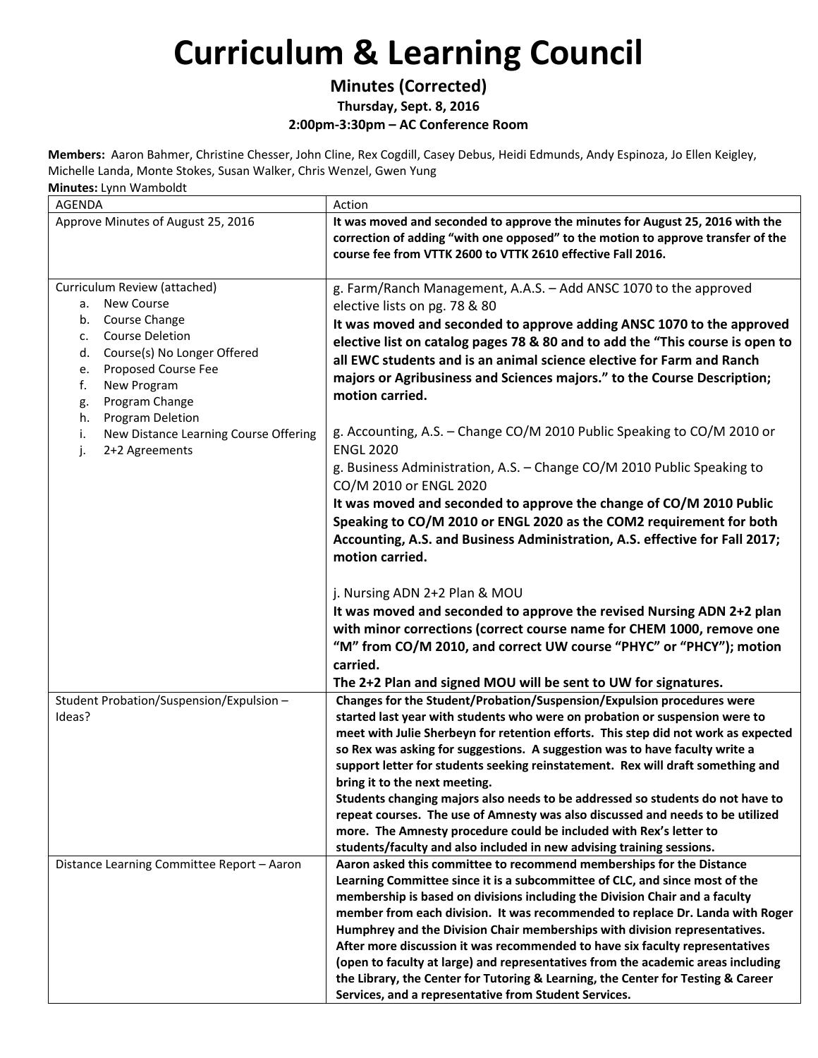# Curriculum & Learning Council

**Minutes (Corrected)**

**Thursday, Sept. 8, 2016**

**2:00pm-3:30pm – AC Conference Room**

**Members:** Aaron Bahmer, Christine Chesser, John Cline, Rex Cogdill, Casey Debus, Heidi Edmunds, Andy Espinoza, Jo Ellen Keigley, Michelle Landa, Monte Stokes, Susan Walker, Chris Wenzel, Gwen Yung

**Minutes:** Lynn Wamboldt

| AGENDA | Action |
|---|---|
| Approve Minutes of August 25, 2016 | **It was moved and seconded to approve the minutes for August 25, 2016 with the correction of adding "with one opposed" to the motion to approve transfer of the course fee from VTTK 2600 to VTTK 2610 effective Fall 2016.** |
| Curriculum Review (attached)<br>a. New Course<br>b. Course Change<br>c. Course Deletion<br>d. Course(s) No Longer Offered<br>e. Proposed Course Fee<br>f. New Program<br>g. Program Change<br>h. Program Deletion<br>i. New Distance Learning Course Offering<br>j. 2+2 Agreements | g. Farm/Ranch Management, A.A.S. – Add ANSC 1070 to the approved elective lists on pg. 78 & 80<br>**It was moved and seconded to approve adding ANSC 1070 to the approved elective list on catalog pages 78 & 80 and to add the "This course is open to all EWC students and is an animal science elective for Farm and Ranch majors or Agribusiness and Sciences majors." to the Course Description; motion carried.**<br><br>g. Accounting, A.S. – Change CO/M 2010 Public Speaking to CO/M 2010 or ENGL 2020<br>g. Business Administration, A.S. – Change CO/M 2010 Public Speaking to CO/M 2010 or ENGL 2020<br>**It was moved and seconded to approve the change of CO/M 2010 Public Speaking to CO/M 2010 or ENGL 2020 as the COM2 requirement for both Accounting, A.S. and Business Administration, A.S. effective for Fall 2017; motion carried.**<br><br>j. Nursing ADN 2+2 Plan & MOU<br>**It was moved and seconded to approve the revised Nursing ADN 2+2 plan with minor corrections (correct course name for CHEM 1000, remove one "M" from CO/M 2010, and correct UW course "PHYC" or "PHCY"); motion carried.**<br>**The 2+2 Plan and signed MOU will be sent to UW for signatures.** |
| Student Probation/Suspension/Expulsion – Ideas? | **Changes for the Student/Probation/Suspension/Expulsion procedures were started last year with students who were on probation or suspension were to meet with Julie Sherbeyn for retention efforts. This step did not work as expected so Rex was asking for suggestions. A suggestion was to have faculty write a support letter for students seeking reinstatement. Rex will draft something and bring it to the next meeting.**<br>**Students changing majors also needs to be addressed so students do not have to repeat courses. The use of Amnesty was also discussed and needs to be utilized more. The Amnesty procedure could be included with Rex's letter to students/faculty and also included in new advising training sessions.** |
| Distance Learning Committee Report – Aaron | **Aaron asked this committee to recommend memberships for the Distance Learning Committee since it is a subcommittee of CLC, and since most of the membership is based on divisions including the Division Chair and a faculty member from each division. It was recommended to replace Dr. Landa with Roger Humphrey and the Division Chair memberships with division representatives. After more discussion it was recommended to have six faculty representatives (open to faculty at large) and representatives from the academic areas including the Library, the Center for Tutoring & Learning, the Center for Testing & Career Services, and a representative from Student Services.** |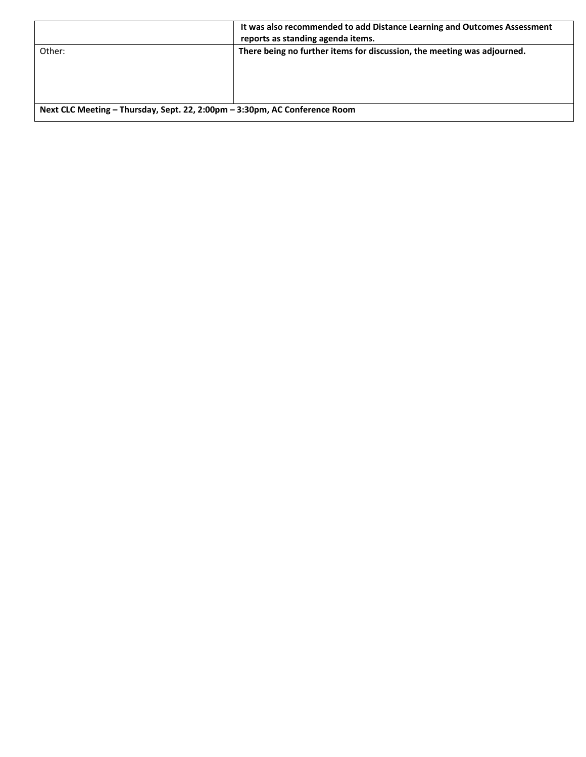| | |
|---|---|
| | **It was also recommended to add Distance Learning and Outcomes Assessment reports as standing agenda items.** |
| Other: | **There being no further items for discussion, the meeting was adjourned.** |
| **Next CLC Meeting – Thursday, Sept. 22, 2:00pm – 3:30pm, AC Conference Room** | |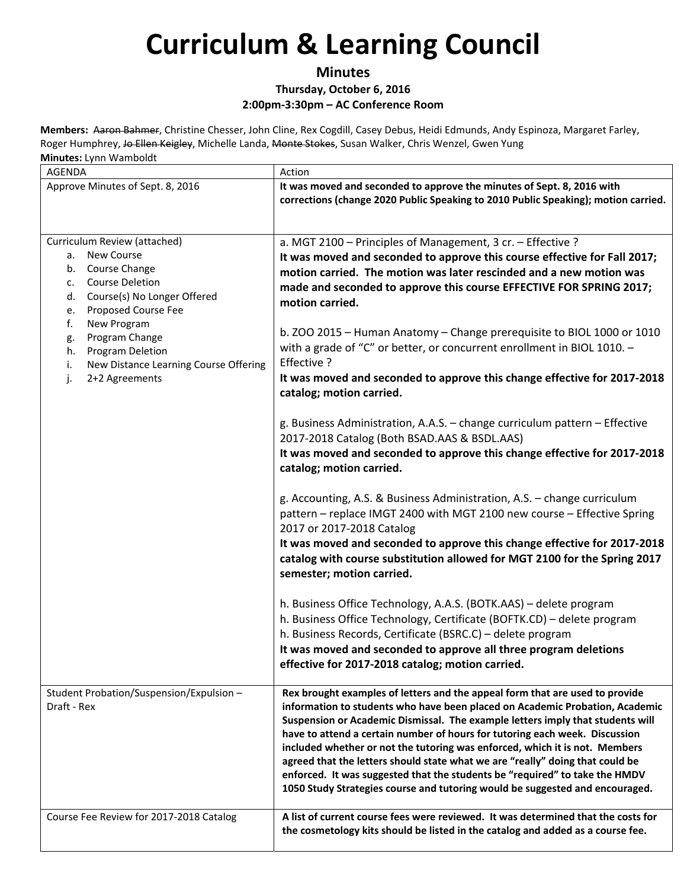# Curriculum & Learning Council

**Minutes**

**Thursday, October 6, 2016**

**2:00pm-3:30pm – AC Conference Room**

**Members:** ~~Aaron Bahmer~~, Christine Chesser, John Cline, Rex Cogdill, Casey Debus, Heidi Edmunds, Andy Espinoza, Margaret Farley, Roger Humphrey, ~~Jo Ellen Keigley~~, Michelle Landa, ~~Monte Stokes~~, Susan Walker, Chris Wenzel, Gwen Yung

**Minutes:** Lynn Wamboldt

| AGENDA | Action |
|---|---|
| Approve Minutes of Sept. 8, 2016 | **It was moved and seconded to approve the minutes of Sept. 8, 2016 with corrections (change 2020 Public Speaking to 2010 Public Speaking); motion carried.** |
| Curriculum Review (attached)<br>a. New Course<br>b. Course Change<br>c. Course Deletion<br>d. Course(s) No Longer Offered<br>e. Proposed Course Fee<br>f. New Program<br>g. Program Change<br>h. Program Deletion<br>i. New Distance Learning Course Offering<br>j. 2+2 Agreements | a. MGT 2100 – Principles of Management, 3 cr. – Effective ?<br>**It was moved and seconded to approve this course effective for Fall 2017; motion carried. The motion was later rescinded and a new motion was made and seconded to approve this course EFFECTIVE FOR SPRING 2017; motion carried.**<br><br>b. ZOO 2015 – Human Anatomy – Change prerequisite to BIOL 1000 or 1010 with a grade of "C" or better, or concurrent enrollment in BIOL 1010. – Effective ?<br>**It was moved and seconded to approve this change effective for 2017-2018 catalog; motion carried.**<br><br>g. Business Administration, A.A.S. – change curriculum pattern – Effective 2017-2018 Catalog (Both BSAD.AAS & BSDL.AAS)<br>**It was moved and seconded to approve this change effective for 2017-2018 catalog; motion carried.**<br><br>g. Accounting, A.S. & Business Administration, A.S. – change curriculum pattern – replace IMGT 2400 with MGT 2100 new course – Effective Spring 2017 or 2017-2018 Catalog<br>**It was moved and seconded to approve this change effective for 2017-2018 catalog with course substitution allowed for MGT 2100 for the Spring 2017 semester; motion carried.**<br><br>h. Business Office Technology, A.A.S. (BOTK.AAS) – delete program<br>h. Business Office Technology, Certificate (BOFTK.CD) – delete program<br>h. Business Records, Certificate (BSRC.C) – delete program<br>**It was moved and seconded to approve all three program deletions effective for 2017-2018 catalog; motion carried.** |
| Student Probation/Suspension/Expulsion – Draft - Rex | **Rex brought examples of letters and the appeal form that are used to provide information to students who have been placed on Academic Probation, Academic Suspension or Academic Dismissal. The example letters imply that students will have to attend a certain number of hours for tutoring each week. Discussion included whether or not the tutoring was enforced, which it is not. Members agreed that the letters should state what we are "really" doing that could be enforced. It was suggested that the students be "required" to take the HMDV 1050 Study Strategies course and tutoring would be suggested and encouraged.** |
| Course Fee Review for 2017-2018 Catalog | **A list of current course fees were reviewed. It was determined that the costs for the cosmetology kits should be listed in the catalog and added as a course fee.** |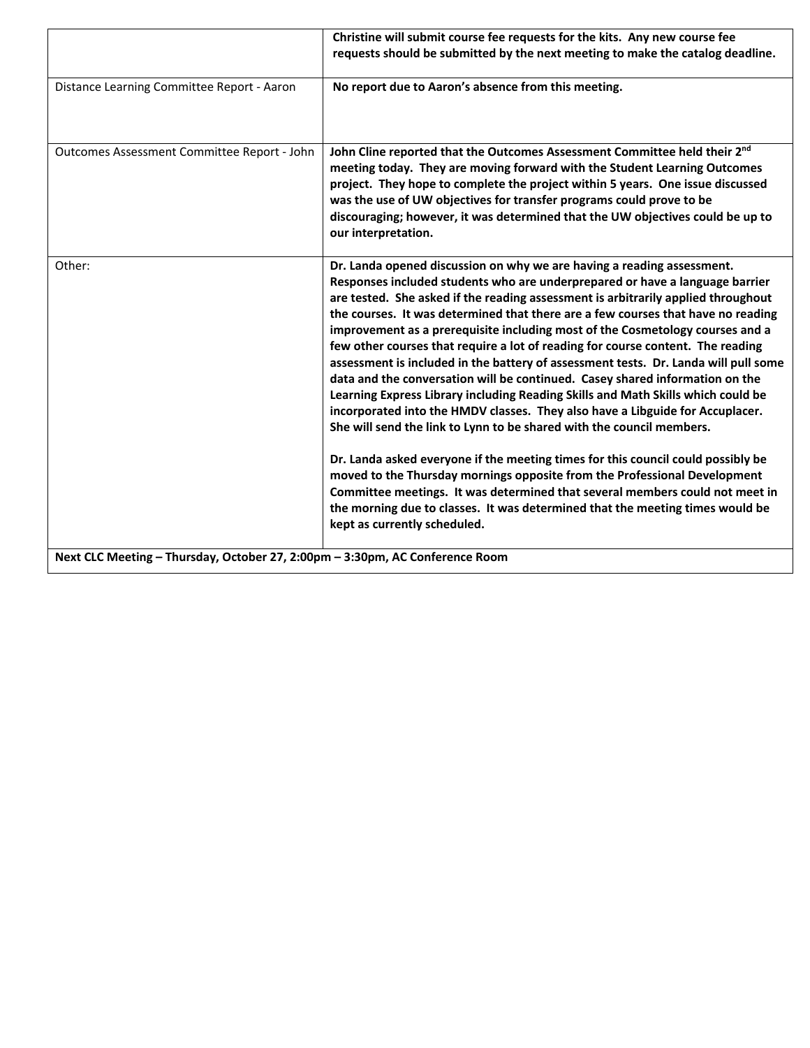|  |  |
|---|---|
|  | **Christine will submit course fee requests for the kits. Any new course fee requests should be submitted by the next meeting to make the catalog deadline.** |
| Distance Learning Committee Report - Aaron | **No report due to Aaron's absence from this meeting.** |
| Outcomes Assessment Committee Report - John | **John Cline reported that the Outcomes Assessment Committee held their 2nd meeting today. They are moving forward with the Student Learning Outcomes project. They hope to complete the project within 5 years. One issue discussed was the use of UW objectives for transfer programs could prove to be discouraging; however, it was determined that the UW objectives could be up to our interpretation.** |
| Other: | **Dr. Landa opened discussion on why we are having a reading assessment. Responses included students who are underprepared or have a language barrier are tested. She asked if the reading assessment is arbitrarily applied throughout the courses. It was determined that there are a few courses that have no reading improvement as a prerequisite including most of the Cosmetology courses and a few other courses that require a lot of reading for course content. The reading assessment is included in the battery of assessment tests. Dr. Landa will pull some data and the conversation will be continued. Casey shared information on the Learning Express Library including Reading Skills and Math Skills which could be incorporated into the HMDV classes. They also have a Libguide for Accuplacer. She will send the link to Lynn to be shared with the council members.**<br><br>**Dr. Landa asked everyone if the meeting times for this council could possibly be moved to the Thursday mornings opposite from the Professional Development Committee meetings. It was determined that several members could not meet in the morning due to classes. It was determined that the meeting times would be kept as currently scheduled.** |
| **Next CLC Meeting – Thursday, October 27, 2:00pm – 3:30pm, AC Conference Room** |  |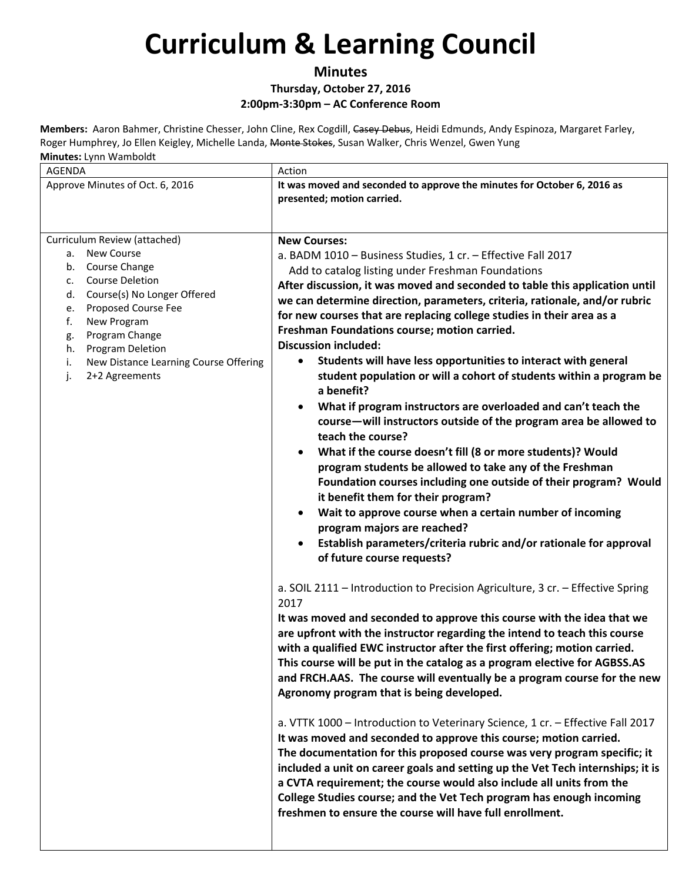# Curriculum & Learning Council

**Minutes**

**Thursday, October 27, 2016**

**2:00pm-3:30pm – AC Conference Room**

**Members:** Aaron Bahmer, Christine Chesser, John Cline, Rex Cogdill, ~~Casey Debus~~, Heidi Edmunds, Andy Espinoza, Margaret Farley, Roger Humphrey, Jo Ellen Keigley, Michelle Landa, ~~Monte Stokes~~, Susan Walker, Chris Wenzel, Gwen Yung

**Minutes:** Lynn Wamboldt

| AGENDA | Action |
|---|---|
| Approve Minutes of Oct. 6, 2016 | **It was moved and seconded to approve the minutes for October 6, 2016 as presented; motion carried.** |
| Curriculum Review (attached)<br>a. New Course<br>b. Course Change<br>c. Course Deletion<br>d. Course(s) No Longer Offered<br>e. Proposed Course Fee<br>f. New Program<br>g. Program Change<br>h. Program Deletion<br>i. New Distance Learning Course Offering<br>j. 2+2 Agreements | **New Courses:**<br>a. BADM 1010 – Business Studies, 1 cr. – Effective Fall 2017<br>Add to catalog listing under Freshman Foundations<br>**After discussion, it was moved and seconded to table this application until we can determine direction, parameters, criteria, rationale, and/or rubric for new courses that are replacing college studies in their area as a Freshman Foundations course; motion carried.**<br>**Discussion included:**<br>• **Students will have less opportunities to interact with general student population or will a cohort of students within a program be a benefit?**<br>• **What if program instructors are overloaded and can't teach the course—will instructors outside of the program area be allowed to teach the course?**<br>• **What if the course doesn't fill (8 or more students)? Would program students be allowed to take any of the Freshman Foundation courses including one outside of their program? Would it benefit them for their program?**<br>• **Wait to approve course when a certain number of incoming program majors are reached?**<br>• **Establish parameters/criteria rubric and/or rationale for approval of future course requests?**<br><br>a. SOIL 2111 – Introduction to Precision Agriculture, 3 cr. – Effective Spring 2017<br>**It was moved and seconded to approve this course with the idea that we are upfront with the instructor regarding the intend to teach this course with a qualified EWC instructor after the first offering; motion carried. This course will be put in the catalog as a program elective for AGBSS.AS and FRCH.AAS. The course will eventually be a program course for the new Agronomy program that is being developed.**<br><br>a. VTTK 1000 – Introduction to Veterinary Science, 1 cr. – Effective Fall 2017<br>**It was moved and seconded to approve this course; motion carried. The documentation for this proposed course was very program specific; it included a unit on career goals and setting up the Vet Tech internships; it is a CVTA requirement; the course would also include all units from the College Studies course; and the Vet Tech program has enough incoming freshmen to ensure the course will have full enrollment.** |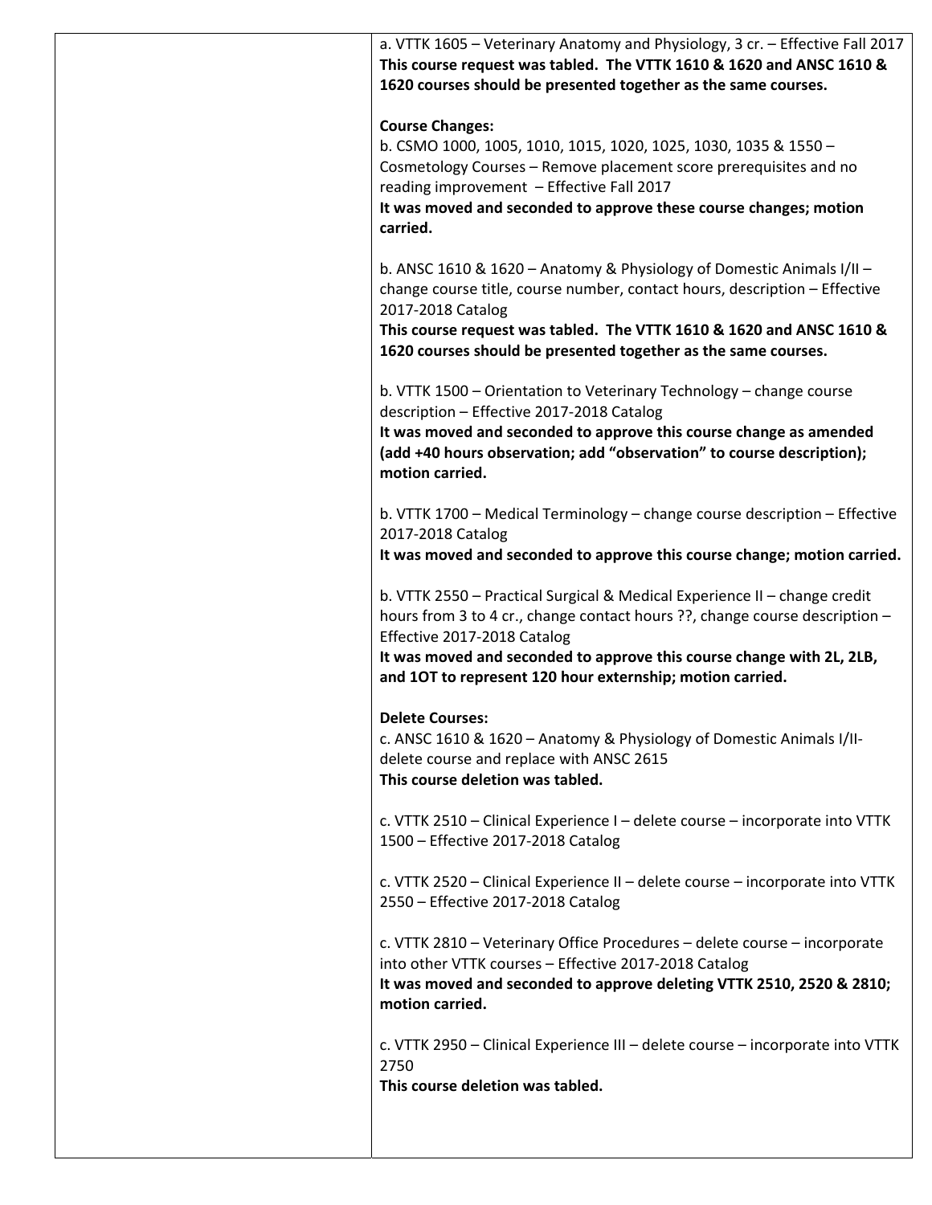a. VTTK 1605 – Veterinary Anatomy and Physiology, 3 cr. – Effective Fall 2017
**This course request was tabled. The VTTK 1610 & 1620 and ANSC 1610 & 1620 courses should be presented together as the same courses.**

**Course Changes:**
b. CSMO 1000, 1005, 1010, 1015, 1020, 1025, 1030, 1035 & 1550 – Cosmetology Courses – Remove placement score prerequisites and no reading improvement – Effective Fall 2017
**It was moved and seconded to approve these course changes; motion carried.**

b. ANSC 1610 & 1620 – Anatomy & Physiology of Domestic Animals I/II – change course title, course number, contact hours, description – Effective 2017-2018 Catalog
**This course request was tabled. The VTTK 1610 & 1620 and ANSC 1610 & 1620 courses should be presented together as the same courses.**

b. VTTK 1500 – Orientation to Veterinary Technology – change course description – Effective 2017-2018 Catalog
**It was moved and seconded to approve this course change as amended (add +40 hours observation; add "observation" to course description); motion carried.**

b. VTTK 1700 – Medical Terminology – change course description – Effective 2017-2018 Catalog
**It was moved and seconded to approve this course change; motion carried.**

b. VTTK 2550 – Practical Surgical & Medical Experience II – change credit hours from 3 to 4 cr., change contact hours ??, change course description – Effective 2017-2018 Catalog
**It was moved and seconded to approve this course change with 2L, 2LB, and 1OT to represent 120 hour externship; motion carried.**

**Delete Courses:**
c. ANSC 1610 & 1620 – Anatomy & Physiology of Domestic Animals I/II-delete course and replace with ANSC 2615
**This course deletion was tabled.**

c. VTTK 2510 – Clinical Experience I – delete course – incorporate into VTTK 1500 – Effective 2017-2018 Catalog

c. VTTK 2520 – Clinical Experience II – delete course – incorporate into VTTK 2550 – Effective 2017-2018 Catalog

c. VTTK 2810 – Veterinary Office Procedures – delete course – incorporate into other VTTK courses – Effective 2017-2018 Catalog
**It was moved and seconded to approve deleting VTTK 2510, 2520 & 2810; motion carried.**

c. VTTK 2950 – Clinical Experience III – delete course – incorporate into VTTK 2750
**This course deletion was tabled.**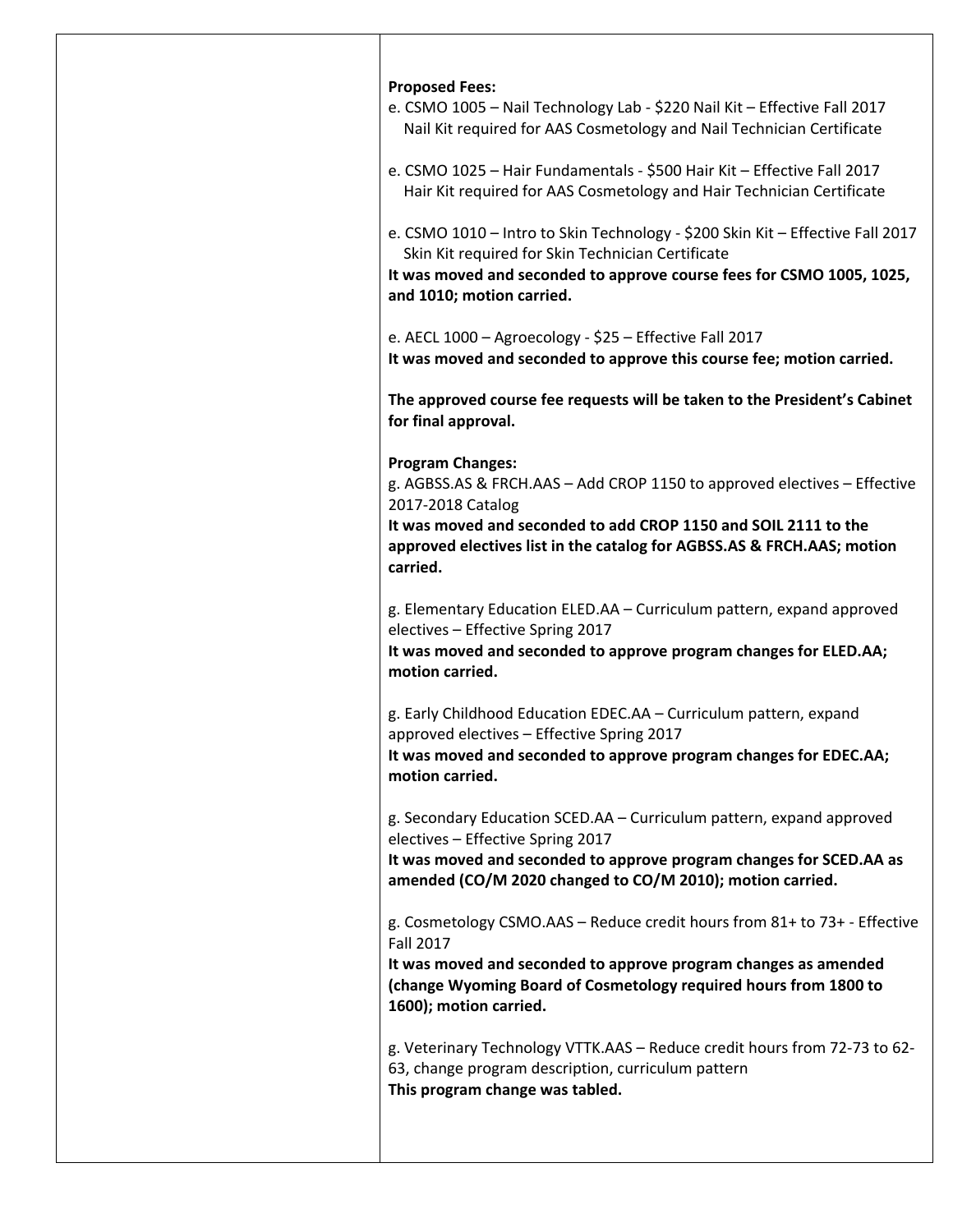**Proposed Fees:**

e. CSMO 1005 – Nail Technology Lab - $220 Nail Kit – Effective Fall 2017
Nail Kit required for AAS Cosmetology and Nail Technician Certificate

e. CSMO 1025 – Hair Fundamentals - $500 Hair Kit – Effective Fall 2017
Hair Kit required for AAS Cosmetology and Hair Technician Certificate

e. CSMO 1010 – Intro to Skin Technology - $200 Skin Kit – Effective Fall 2017
Skin Kit required for Skin Technician Certificate
**It was moved and seconded to approve course fees for CSMO 1005, 1025, and 1010; motion carried.**

e. AECL 1000 – Agroecology - $25 – Effective Fall 2017
**It was moved and seconded to approve this course fee; motion carried.**

**The approved course fee requests will be taken to the President's Cabinet for final approval.**

**Program Changes:**

g. AGBSS.AS & FRCH.AAS – Add CROP 1150 to approved electives – Effective 2017-2018 Catalog
**It was moved and seconded to add CROP 1150 and SOIL 2111 to the approved electives list in the catalog for AGBSS.AS & FRCH.AAS; motion carried.**

g. Elementary Education ELED.AA – Curriculum pattern, expand approved electives – Effective Spring 2017
**It was moved and seconded to approve program changes for ELED.AA; motion carried.**

g. Early Childhood Education EDEC.AA – Curriculum pattern, expand approved electives – Effective Spring 2017
**It was moved and seconded to approve program changes for EDEC.AA; motion carried.**

g. Secondary Education SCED.AA – Curriculum pattern, expand approved electives – Effective Spring 2017
**It was moved and seconded to approve program changes for SCED.AA as amended (CO/M 2020 changed to CO/M 2010); motion carried.**

g. Cosmetology CSMO.AAS – Reduce credit hours from 81+ to 73+ - Effective Fall 2017
**It was moved and seconded to approve program changes as amended (change Wyoming Board of Cosmetology required hours from 1800 to 1600); motion carried.**

g. Veterinary Technology VTTK.AAS – Reduce credit hours from 72-73 to 62-63, change program description, curriculum pattern
**This program change was tabled.**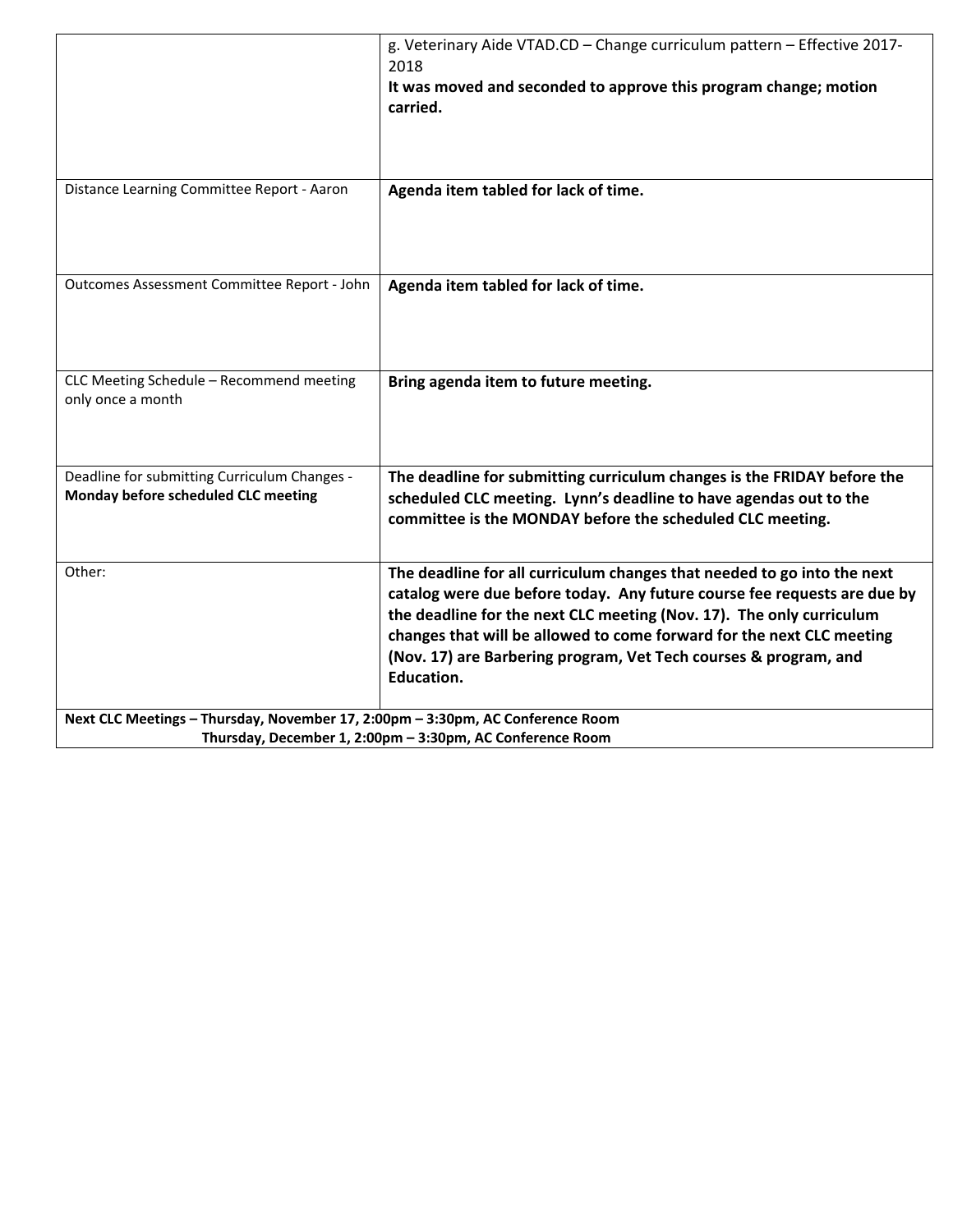|  |  |
|---|---|
|  | g. Veterinary Aide VTAD.CD – Change curriculum pattern – Effective 2017-2018<br>**It was moved and seconded to approve this program change; motion carried.** |
| Distance Learning Committee Report - Aaron | **Agenda item tabled for lack of time.** |
| Outcomes Assessment Committee Report - John | **Agenda item tabled for lack of time.** |
| CLC Meeting Schedule – Recommend meeting only once a month | **Bring agenda item to future meeting.** |
| Deadline for submitting Curriculum Changes - **Monday before scheduled CLC meeting** | **The deadline for submitting curriculum changes is the FRIDAY before the scheduled CLC meeting. Lynn's deadline to have agendas out to the committee is the MONDAY before the scheduled CLC meeting.** |
| Other: | **The deadline for all curriculum changes that needed to go into the next catalog were due before today. Any future course fee requests are due by the deadline for the next CLC meeting (Nov. 17). The only curriculum changes that will be allowed to come forward for the next CLC meeting (Nov. 17) are Barbering program, Vet Tech courses & program, and Education.** |
| **Next CLC Meetings – Thursday, November 17, 2:00pm – 3:30pm, AC Conference Room<br>Thursday, December 1, 2:00pm – 3:30pm, AC Conference Room** |  |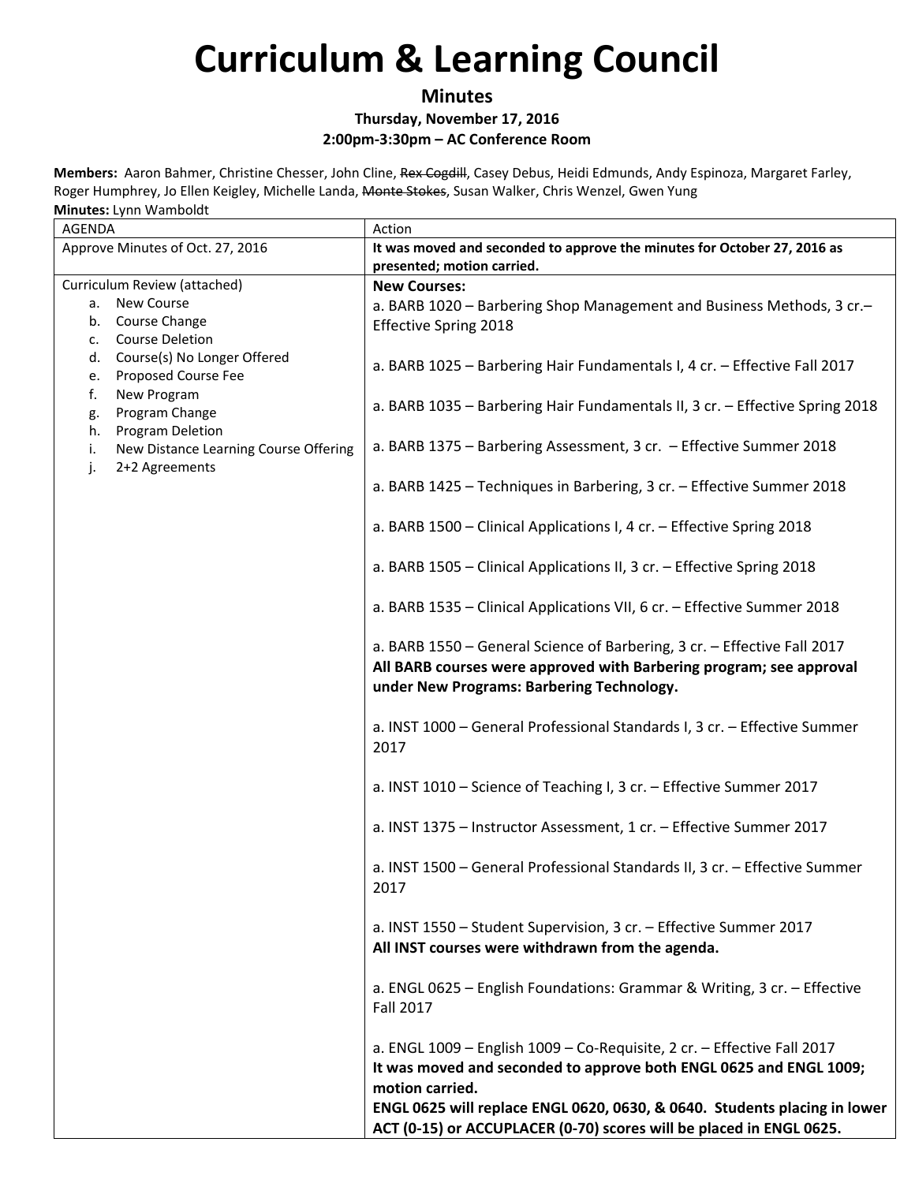# Curriculum & Learning Council

**Minutes**

**Thursday, November 17, 2016**

**2:00pm-3:30pm – AC Conference Room**

**Members:** Aaron Bahmer, Christine Chesser, John Cline, ~~Rex Cogdill~~, Casey Debus, Heidi Edmunds, Andy Espinoza, Margaret Farley, Roger Humphrey, Jo Ellen Keigley, Michelle Landa, ~~Monte Stokes~~, Susan Walker, Chris Wenzel, Gwen Yung

**Minutes:** Lynn Wamboldt

| AGENDA | Action |
|---|---|
| Approve Minutes of Oct. 27, 2016 | **It was moved and seconded to approve the minutes for October 27, 2016 as presented; motion carried.** |
| Curriculum Review (attached)<br>a. New Course<br>b. Course Change<br>c. Course Deletion<br>d. Course(s) No Longer Offered<br>e. Proposed Course Fee<br>f. New Program<br>g. Program Change<br>h. Program Deletion<br>i. New Distance Learning Course Offering<br>j. 2+2 Agreements | **New Courses:**<br>a. BARB 1020 – Barbering Shop Management and Business Methods, 3 cr.– Effective Spring 2018<br><br>a. BARB 1025 – Barbering Hair Fundamentals I, 4 cr. – Effective Fall 2017<br><br>a. BARB 1035 – Barbering Hair Fundamentals II, 3 cr. – Effective Spring 2018<br><br>a. BARB 1375 – Barbering Assessment, 3 cr. – Effective Summer 2018<br><br>a. BARB 1425 – Techniques in Barbering, 3 cr. – Effective Summer 2018<br><br>a. BARB 1500 – Clinical Applications I, 4 cr. – Effective Spring 2018<br><br>a. BARB 1505 – Clinical Applications II, 3 cr. – Effective Spring 2018<br><br>a. BARB 1535 – Clinical Applications VII, 6 cr. – Effective Summer 2018<br><br>a. BARB 1550 – General Science of Barbering, 3 cr. – Effective Fall 2017<br>**All BARB courses were approved with Barbering program; see approval under New Programs: Barbering Technology.**<br><br>a. INST 1000 – General Professional Standards I, 3 cr. – Effective Summer 2017<br><br>a. INST 1010 – Science of Teaching I, 3 cr. – Effective Summer 2017<br><br>a. INST 1375 – Instructor Assessment, 1 cr. – Effective Summer 2017<br><br>a. INST 1500 – General Professional Standards II, 3 cr. – Effective Summer 2017<br><br>a. INST 1550 – Student Supervision, 3 cr. – Effective Summer 2017<br>**All INST courses were withdrawn from the agenda.**<br><br>a. ENGL 0625 – English Foundations: Grammar & Writing, 3 cr. – Effective Fall 2017<br><br>a. ENGL 1009 – English 1009 – Co-Requisite, 2 cr. – Effective Fall 2017<br>**It was moved and seconded to approve both ENGL 0625 and ENGL 1009; motion carried.**<br>**ENGL 0625 will replace ENGL 0620, 0630, & 0640. Students placing in lower ACT (0-15) or ACCUPLACER (0-70) scores will be placed in ENGL 0625.** |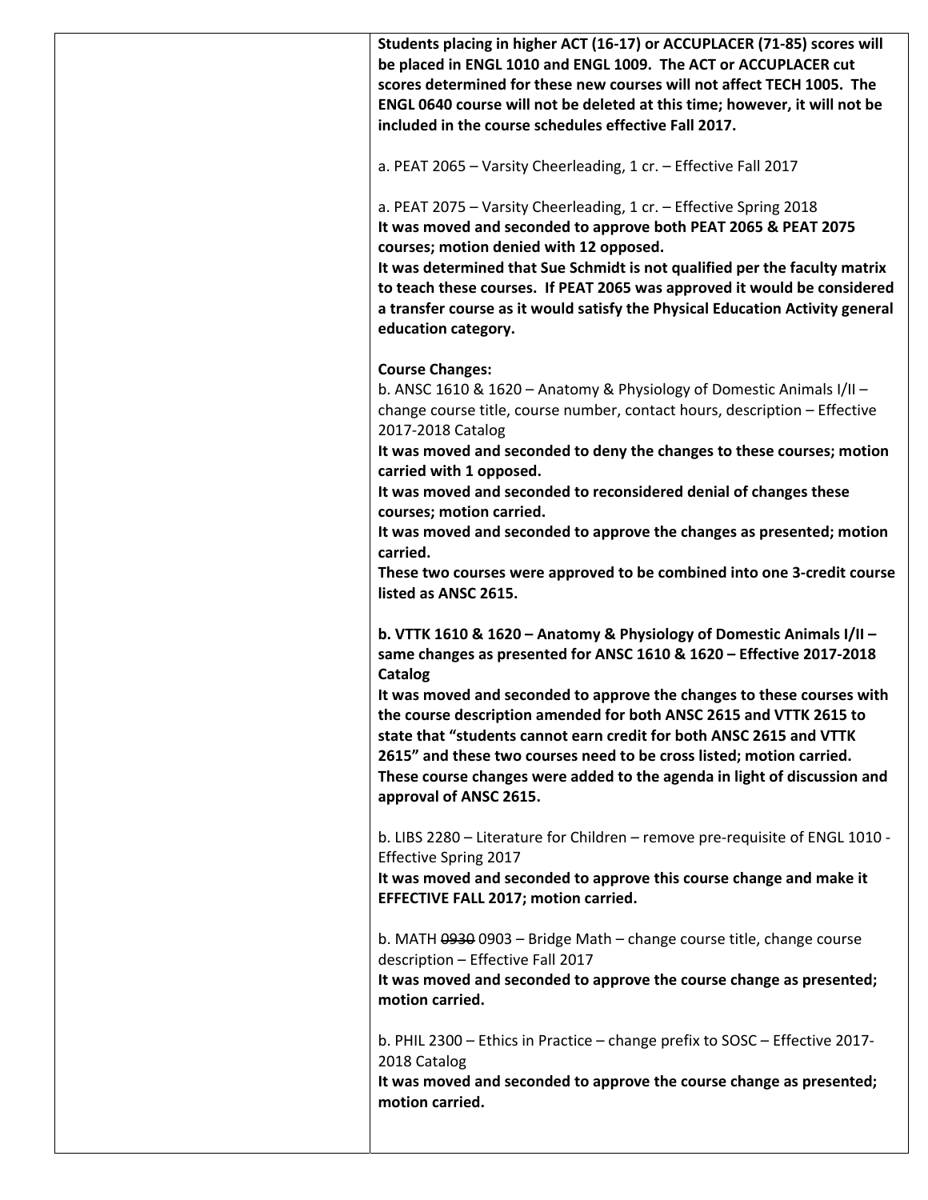**Students placing in higher ACT (16-17) or ACCUPLACER (71-85) scores will be placed in ENGL 1010 and ENGL 1009. The ACT or ACCUPLACER cut scores determined for these new courses will not affect TECH 1005. The ENGL 0640 course will not be deleted at this time; however, it will not be included in the course schedules effective Fall 2017.**

a. PEAT 2065 – Varsity Cheerleading, 1 cr. – Effective Fall 2017

a. PEAT 2075 – Varsity Cheerleading, 1 cr. – Effective Spring 2018
**It was moved and seconded to approve both PEAT 2065 & PEAT 2075 courses; motion denied with 12 opposed.**
**It was determined that Sue Schmidt is not qualified per the faculty matrix to teach these courses. If PEAT 2065 was approved it would be considered a transfer course as it would satisfy the Physical Education Activity general education category.**

**Course Changes:**
b. ANSC 1610 & 1620 – Anatomy & Physiology of Domestic Animals I/II – change course title, course number, contact hours, description – Effective 2017-2018 Catalog
**It was moved and seconded to deny the changes to these courses; motion carried with 1 opposed.**
**It was moved and seconded to reconsidered denial of changes these courses; motion carried.**
**It was moved and seconded to approve the changes as presented; motion carried.**
**These two courses were approved to be combined into one 3-credit course listed as ANSC 2615.**

**b. VTTK 1610 & 1620 – Anatomy & Physiology of Domestic Animals I/II – same changes as presented for ANSC 1610 & 1620 – Effective 2017-2018 Catalog**
**It was moved and seconded to approve the changes to these courses with the course description amended for both ANSC 2615 and VTTK 2615 to state that "students cannot earn credit for both ANSC 2615 and VTTK 2615" and these two courses need to be cross listed; motion carried.**
**These course changes were added to the agenda in light of discussion and approval of ANSC 2615.**

b. LIBS 2280 – Literature for Children – remove pre-requisite of ENGL 1010 - Effective Spring 2017
**It was moved and seconded to approve this course change and make it EFFECTIVE FALL 2017; motion carried.**

b. MATH ~~0930~~ 0903 – Bridge Math – change course title, change course description – Effective Fall 2017
**It was moved and seconded to approve the course change as presented; motion carried.**

b. PHIL 2300 – Ethics in Practice – change prefix to SOSC – Effective 2017-2018 Catalog
**It was moved and seconded to approve the course change as presented; motion carried.**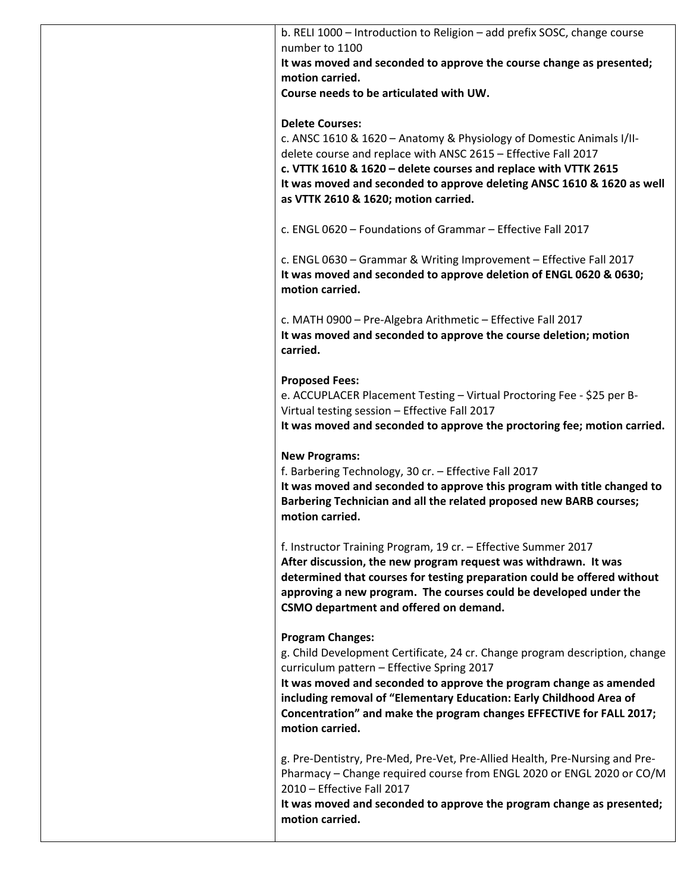| | b. RELI 1000 – Introduction to Religion – add prefix SOSC, change course number to 1100<br>**It was moved and seconded to approve the course change as presented; motion carried.**<br>**Course needs to be articulated with UW.**<br><br>**Delete Courses:**<br>c. ANSC 1610 & 1620 – Anatomy & Physiology of Domestic Animals I/II- delete course and replace with ANSC 2615 – Effective Fall 2017<br>**c. VTTK 1610 & 1620 – delete courses and replace with VTTK 2615**<br>**It was moved and seconded to approve deleting ANSC 1610 & 1620 as well as VTTK 2610 & 1620; motion carried.**<br><br>c. ENGL 0620 – Foundations of Grammar – Effective Fall 2017<br><br>c. ENGL 0630 – Grammar & Writing Improvement – Effective Fall 2017<br>**It was moved and seconded to approve deletion of ENGL 0620 & 0630; motion carried.**<br><br>c. MATH 0900 – Pre-Algebra Arithmetic – Effective Fall 2017<br>**It was moved and seconded to approve the course deletion; motion carried.**<br><br>**Proposed Fees:**<br>e. ACCUPLACER Placement Testing – Virtual Proctoring Fee - $25 per B-Virtual testing session – Effective Fall 2017<br>**It was moved and seconded to approve the proctoring fee; motion carried.**<br><br>**New Programs:**<br>f. Barbering Technology, 30 cr. – Effective Fall 2017<br>**It was moved and seconded to approve this program with title changed to Barbering Technician and all the related proposed new BARB courses; motion carried.**<br><br>f. Instructor Training Program, 19 cr. – Effective Summer 2017<br>**After discussion, the new program request was withdrawn. It was determined that courses for testing preparation could be offered without approving a new program. The courses could be developed under the CSMO department and offered on demand.**<br><br>**Program Changes:**<br>g. Child Development Certificate, 24 cr. Change program description, change curriculum pattern – Effective Spring 2017<br>**It was moved and seconded to approve the program change as amended including removal of "Elementary Education: Early Childhood Area of Concentration" and make the program changes EFFECTIVE for FALL 2017; motion carried.**<br><br>g. Pre-Dentistry, Pre-Med, Pre-Vet, Pre-Allied Health, Pre-Nursing and Pre-Pharmacy – Change required course from ENGL 2020 or ENGL 2020 or CO/M 2010 – Effective Fall 2017<br>**It was moved and seconded to approve the program change as presented; motion carried.** |
|---|---|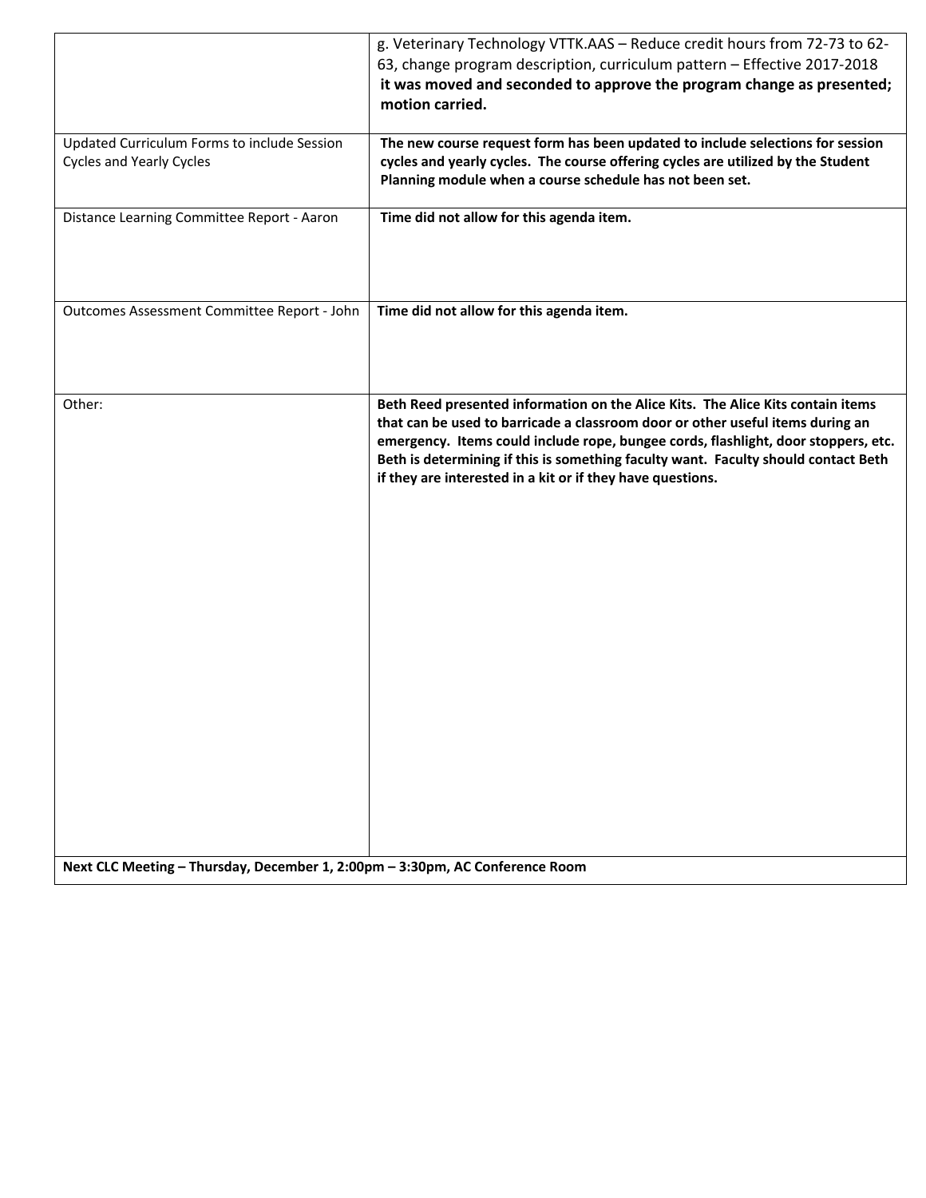| | |
|---|---|
| | g. Veterinary Technology VTTK.AAS – Reduce credit hours from 72-73 to 62-63, change program description, curriculum pattern – Effective 2017-2018 **it was moved and seconded to approve the program change as presented; motion carried.** |
| Updated Curriculum Forms to include Session Cycles and Yearly Cycles | **The new course request form has been updated to include selections for session cycles and yearly cycles. The course offering cycles are utilized by the Student Planning module when a course schedule has not been set.** |
| Distance Learning Committee Report - Aaron | **Time did not allow for this agenda item.** |
| Outcomes Assessment Committee Report - John | **Time did not allow for this agenda item.** |
| Other: | **Beth Reed presented information on the Alice Kits. The Alice Kits contain items that can be used to barricade a classroom door or other useful items during an emergency. Items could include rope, bungee cords, flashlight, door stoppers, etc. Beth is determining if this is something faculty want. Faculty should contact Beth if they are interested in a kit or if they have questions.** |
| **Next CLC Meeting – Thursday, December 1, 2:00pm – 3:30pm, AC Conference Room** | |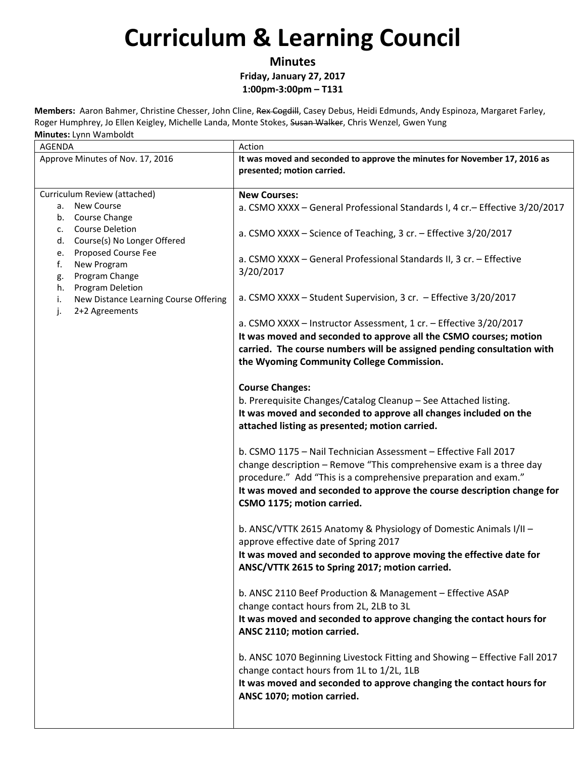# Curriculum & Learning Council

**Minutes**

**Friday, January 27, 2017**

**1:00pm-3:00pm – T131**

**Members:** Aaron Bahmer, Christine Chesser, John Cline, ~~Rex Cogdill~~, Casey Debus, Heidi Edmunds, Andy Espinoza, Margaret Farley, Roger Humphrey, Jo Ellen Keigley, Michelle Landa, Monte Stokes, ~~Susan Walker~~, Chris Wenzel, Gwen Yung

**Minutes:** Lynn Wamboldt

| AGENDA | Action |
|---|---|
| Approve Minutes of Nov. 17, 2016 | **It was moved and seconded to approve the minutes for November 17, 2016 as presented; motion carried.** |
| Curriculum Review (attached)<br>a. New Course<br>b. Course Change<br>c. Course Deletion<br>d. Course(s) No Longer Offered<br>e. Proposed Course Fee<br>f. New Program<br>g. Program Change<br>h. Program Deletion<br>i. New Distance Learning Course Offering<br>j. 2+2 Agreements | **New Courses:**<br>a. CSMO XXXX – General Professional Standards I, 4 cr.– Effective 3/20/2017<br><br>a. CSMO XXXX – Science of Teaching, 3 cr. – Effective 3/20/2017<br><br>a. CSMO XXXX – General Professional Standards II, 3 cr. – Effective 3/20/2017<br><br>a. CSMO XXXX – Student Supervision, 3 cr. – Effective 3/20/2017<br><br>a. CSMO XXXX – Instructor Assessment, 1 cr. – Effective 3/20/2017<br>**It was moved and seconded to approve all the CSMO courses; motion carried. The course numbers will be assigned pending consultation with the Wyoming Community College Commission.**<br><br>**Course Changes:**<br>b. Prerequisite Changes/Catalog Cleanup – See Attached listing.<br>**It was moved and seconded to approve all changes included on the attached listing as presented; motion carried.**<br><br>b. CSMO 1175 – Nail Technician Assessment – Effective Fall 2017<br>change description – Remove "This comprehensive exam is a three day procedure." Add "This is a comprehensive preparation and exam."<br>**It was moved and seconded to approve the course description change for CSMO 1175; motion carried.**<br><br>b. ANSC/VTTK 2615 Anatomy & Physiology of Domestic Animals I/II – approve effective date of Spring 2017<br>**It was moved and seconded to approve moving the effective date for ANSC/VTTK 2615 to Spring 2017; motion carried.**<br><br>b. ANSC 2110 Beef Production & Management – Effective ASAP<br>change contact hours from 2L, 2LB to 3L<br>**It was moved and seconded to approve changing the contact hours for ANSC 2110; motion carried.**<br><br>b. ANSC 1070 Beginning Livestock Fitting and Showing – Effective Fall 2017<br>change contact hours from 1L to 1/2L, 1LB<br>**It was moved and seconded to approve changing the contact hours for ANSC 1070; motion carried.** |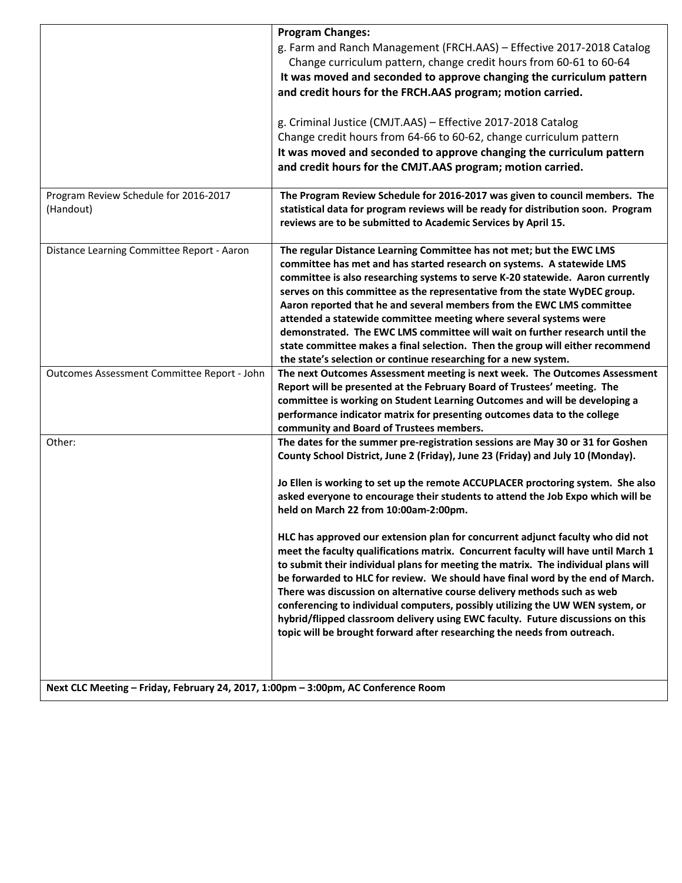| | |
|---|---|
| | **Program Changes:**<br>g. Farm and Ranch Management (FRCH.AAS) – Effective 2017-2018 Catalog<br>Change curriculum pattern, change credit hours from 60-61 to 60-64<br>**It was moved and seconded to approve changing the curriculum pattern and credit hours for the FRCH.AAS program; motion carried.**<br><br>g. Criminal Justice (CMJT.AAS) – Effective 2017-2018 Catalog<br>Change credit hours from 64-66 to 60-62, change curriculum pattern<br>**It was moved and seconded to approve changing the curriculum pattern and credit hours for the CMJT.AAS program; motion carried.** |
| Program Review Schedule for 2016-2017 (Handout) | **The Program Review Schedule for 2016-2017 was given to council members. The statistical data for program reviews will be ready for distribution soon. Program reviews are to be submitted to Academic Services by April 15.** |
| Distance Learning Committee Report - Aaron | **The regular Distance Learning Committee has not met; but the EWC LMS committee has met and has started research on systems. A statewide LMS committee is also researching systems to serve K-20 statewide. Aaron currently serves on this committee as the representative from the state WyDEC group. Aaron reported that he and several members from the EWC LMS committee attended a statewide committee meeting where several systems were demonstrated. The EWC LMS committee will wait on further research until the state committee makes a final selection. Then the group will either recommend the state's selection or continue researching for a new system.** |
| Outcomes Assessment Committee Report - John | **The next Outcomes Assessment meeting is next week. The Outcomes Assessment Report will be presented at the February Board of Trustees' meeting. The committee is working on Student Learning Outcomes and will be developing a performance indicator matrix for presenting outcomes data to the college community and Board of Trustees members.** |
| Other: | **The dates for the summer pre-registration sessions are May 30 or 31 for Goshen County School District, June 2 (Friday), June 23 (Friday) and July 10 (Monday).**<br><br>**Jo Ellen is working to set up the remote ACCUPLACER proctoring system. She also asked everyone to encourage their students to attend the Job Expo which will be held on March 22 from 10:00am-2:00pm.**<br><br>**HLC has approved our extension plan for concurrent adjunct faculty who did not meet the faculty qualifications matrix. Concurrent faculty will have until March 1 to submit their individual plans for meeting the matrix. The individual plans will be forwarded to HLC for review. We should have final word by the end of March. There was discussion on alternative course delivery methods such as web conferencing to individual computers, possibly utilizing the UW WEN system, or hybrid/flipped classroom delivery using EWC faculty. Future discussions on this topic will be brought forward after researching the needs from outreach.** |
| **Next CLC Meeting – Friday, February 24, 2017, 1:00pm – 3:00pm, AC Conference Room** | |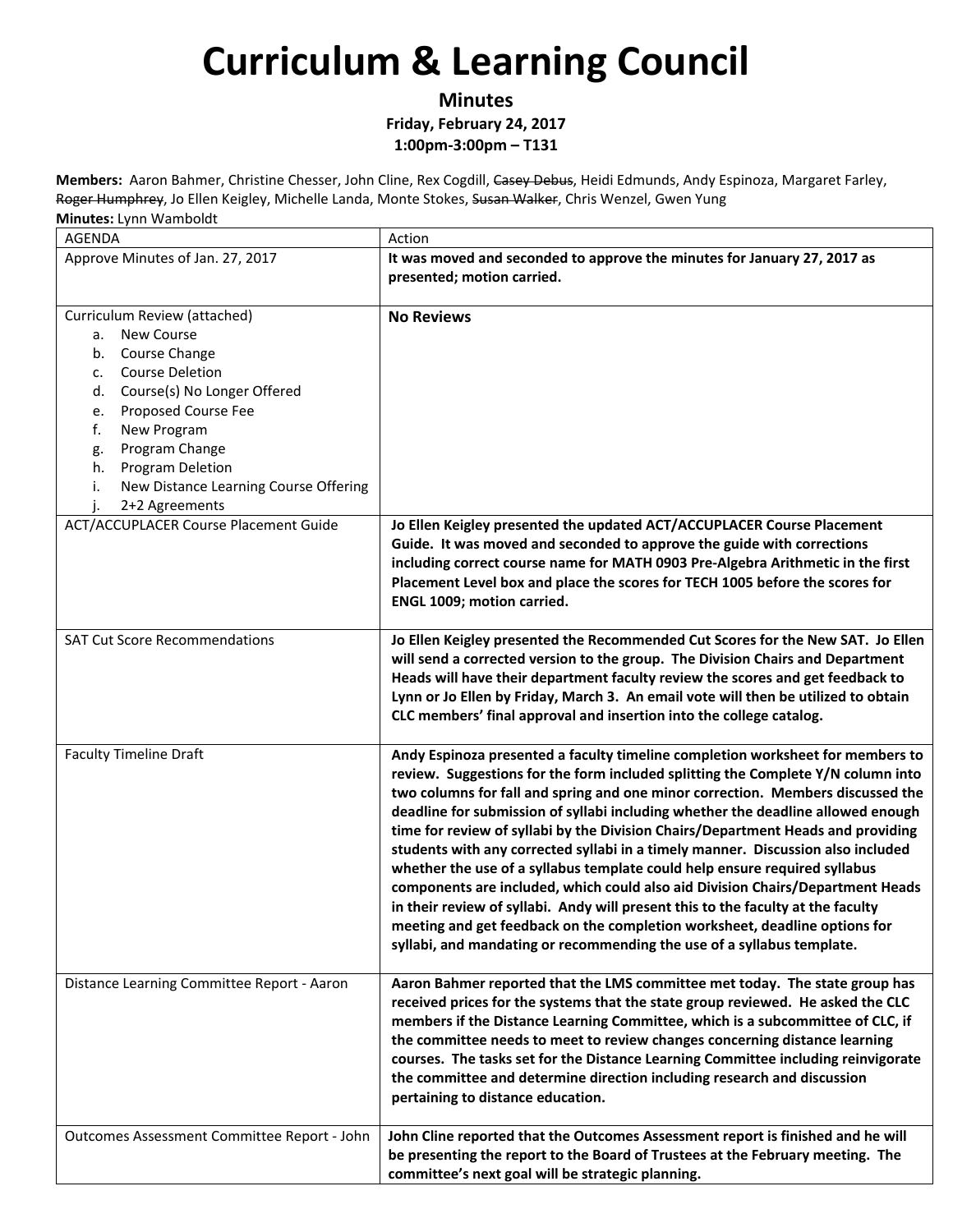# Curriculum & Learning Council

**Minutes**

**Friday, February 24, 2017**

**1:00pm-3:00pm – T131**

**Members:** Aaron Bahmer, Christine Chesser, John Cline, Rex Cogdill, ~~Casey Debus~~, Heidi Edmunds, Andy Espinoza, Margaret Farley, ~~Roger Humphrey~~, Jo Ellen Keigley, Michelle Landa, Monte Stokes, ~~Susan Walker~~, Chris Wenzel, Gwen Yung

**Minutes:** Lynn Wamboldt

| AGENDA | Action |
|---|---|
| Approve Minutes of Jan. 27, 2017 | **It was moved and seconded to approve the minutes for January 27, 2017 as presented; motion carried.** |
| Curriculum Review (attached)<br>a. New Course<br>b. Course Change<br>c. Course Deletion<br>d. Course(s) No Longer Offered<br>e. Proposed Course Fee<br>f. New Program<br>g. Program Change<br>h. Program Deletion<br>i. New Distance Learning Course Offering<br>j. 2+2 Agreements | **No Reviews** |
| ACT/ACCUPLACER Course Placement Guide | **Jo Ellen Keigley presented the updated ACT/ACCUPLACER Course Placement Guide. It was moved and seconded to approve the guide with corrections including correct course name for MATH 0903 Pre-Algebra Arithmetic in the first Placement Level box and place the scores for TECH 1005 before the scores for ENGL 1009; motion carried.** |
| SAT Cut Score Recommendations | **Jo Ellen Keigley presented the Recommended Cut Scores for the New SAT. Jo Ellen will send a corrected version to the group. The Division Chairs and Department Heads will have their department faculty review the scores and get feedback to Lynn or Jo Ellen by Friday, March 3. An email vote will then be utilized to obtain CLC members' final approval and insertion into the college catalog.** |
| Faculty Timeline Draft | **Andy Espinoza presented a faculty timeline completion worksheet for members to review. Suggestions for the form included splitting the Complete Y/N column into two columns for fall and spring and one minor correction. Members discussed the deadline for submission of syllabi including whether the deadline allowed enough time for review of syllabi by the Division Chairs/Department Heads and providing students with any corrected syllabi in a timely manner. Discussion also included whether the use of a syllabus template could help ensure required syllabus components are included, which could also aid Division Chairs/Department Heads in their review of syllabi. Andy will present this to the faculty at the faculty meeting and get feedback on the completion worksheet, deadline options for syllabi, and mandating or recommending the use of a syllabus template.** |
| Distance Learning Committee Report - Aaron | **Aaron Bahmer reported that the LMS committee met today. The state group has received prices for the systems that the state group reviewed. He asked the CLC members if the Distance Learning Committee, which is a subcommittee of CLC, if the committee needs to meet to review changes concerning distance learning courses. The tasks set for the Distance Learning Committee including reinvigorate the committee and determine direction including research and discussion pertaining to distance education.** |
| Outcomes Assessment Committee Report - John | **John Cline reported that the Outcomes Assessment report is finished and he will be presenting the report to the Board of Trustees at the February meeting. The committee's next goal will be strategic planning.** |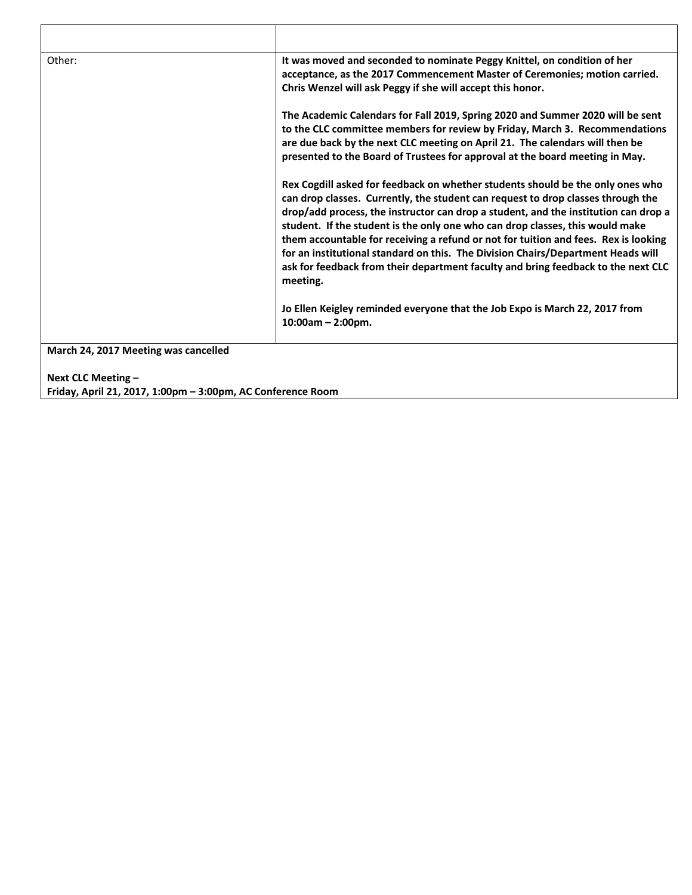| | |
|---|---|
| Other: | **It was moved and seconded to nominate Peggy Knittel, on condition of her acceptance, as the 2017 Commencement Master of Ceremonies; motion carried. Chris Wenzel will ask Peggy if she will accept this honor.**<br><br>**The Academic Calendars for Fall 2019, Spring 2020 and Summer 2020 will be sent to the CLC committee members for review by Friday, March 3. Recommendations are due back by the next CLC meeting on April 21. The calendars will then be presented to the Board of Trustees for approval at the board meeting in May.**<br><br>**Rex Cogdill asked for feedback on whether students should be the only ones who can drop classes. Currently, the student can request to drop classes through the drop/add process, the instructor can drop a student, and the institution can drop a student. If the student is the only one who can drop classes, this would make them accountable for receiving a refund or not for tuition and fees. Rex is looking for an institutional standard on this. The Division Chairs/Department Heads will ask for feedback from their department faculty and bring feedback to the next CLC meeting.**<br><br>**Jo Ellen Keigley reminded everyone that the Job Expo is March 22, 2017 from 10:00am – 2:00pm.** |

**March 24, 2017 Meeting was cancelled**

**Next CLC Meeting –**
**Friday, April 21, 2017, 1:00pm – 3:00pm, AC Conference Room**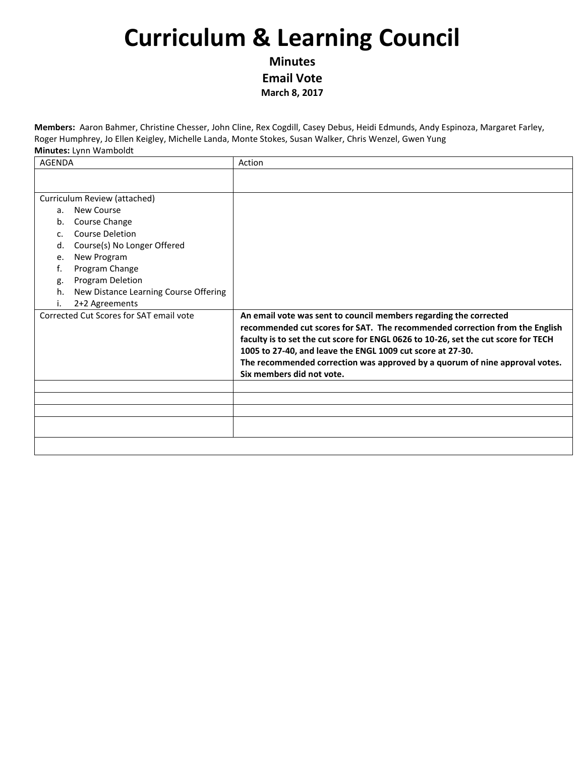# Curriculum & Learning Council

**Minutes**

**Email Vote**

**March 8, 2017**

**Members:** Aaron Bahmer, Christine Chesser, John Cline, Rex Cogdill, Casey Debus, Heidi Edmunds, Andy Espinoza, Margaret Farley, Roger Humphrey, Jo Ellen Keigley, Michelle Landa, Monte Stokes, Susan Walker, Chris Wenzel, Gwen Yung

**Minutes:** Lynn Wamboldt

| AGENDA | Action |
|---|---|
| | |
| Curriculum Review (attached)<br>a. New Course<br>b. Course Change<br>c. Course Deletion<br>d. Course(s) No Longer Offered<br>e. New Program<br>f. Program Change<br>g. Program Deletion<br>h. New Distance Learning Course Offering<br>i. 2+2 Agreements | |
| Corrected Cut Scores for SAT email vote | **An email vote was sent to council members regarding the corrected recommended cut scores for SAT. The recommended correction from the English faculty is to set the cut score for ENGL 0626 to 10-26, set the cut score for TECH 1005 to 27-40, and leave the ENGL 1009 cut score at 27-30.**<br>**The recommended correction was approved by a quorum of nine approval votes. Six members did not vote.** |
| | |
| | |
| | |
| | |
| | |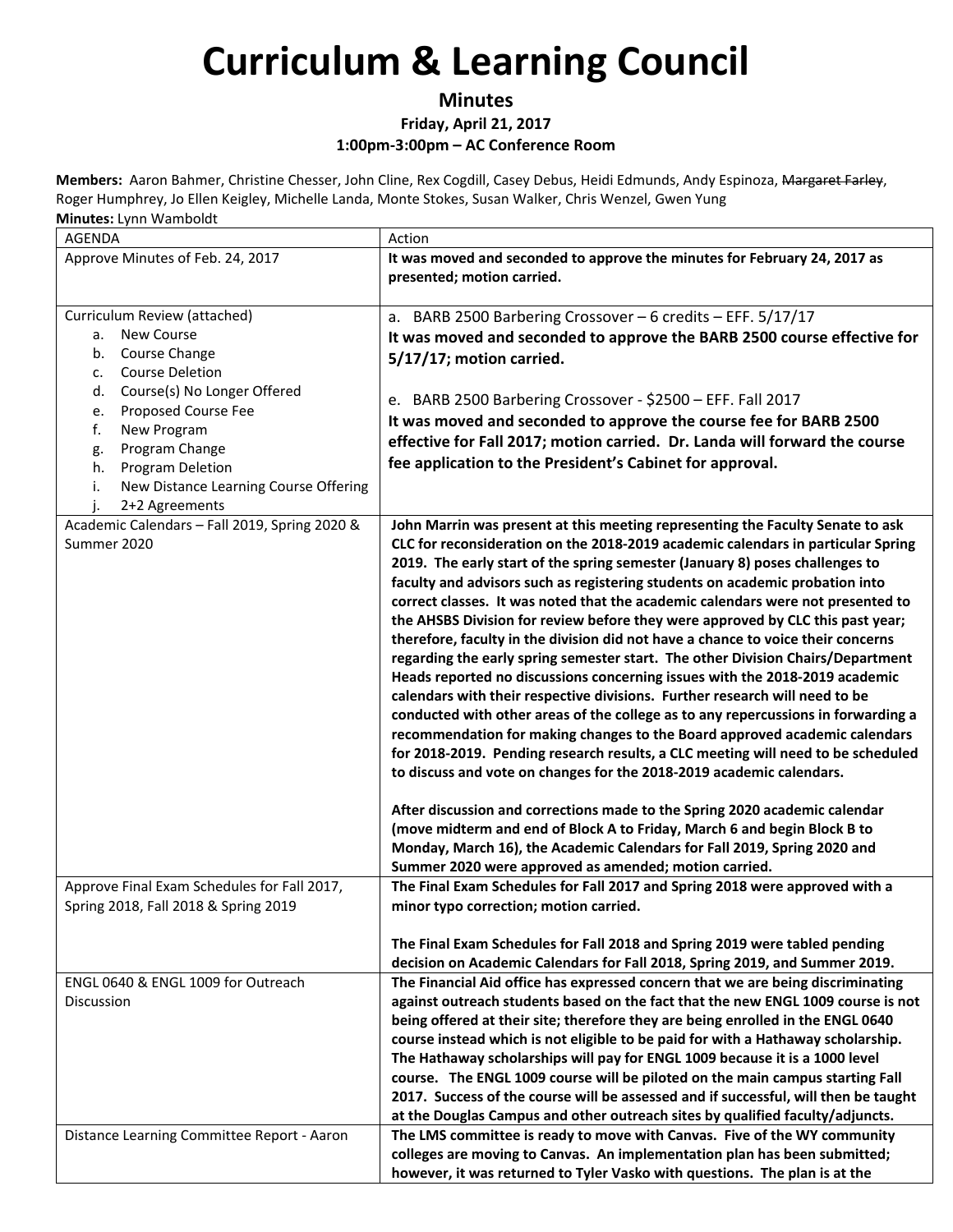# Curriculum & Learning Council

**Minutes**

**Friday, April 21, 2017**

**1:00pm-3:00pm – AC Conference Room**

**Members:** Aaron Bahmer, Christine Chesser, John Cline, Rex Cogdill, Casey Debus, Heidi Edmunds, Andy Espinoza, ~~Margaret Farley~~, Roger Humphrey, Jo Ellen Keigley, Michelle Landa, Monte Stokes, Susan Walker, Chris Wenzel, Gwen Yung

**Minutes:** Lynn Wamboldt

| AGENDA | Action |
|---|---|
| Approve Minutes of Feb. 24, 2017 | **It was moved and seconded to approve the minutes for February 24, 2017 as presented; motion carried.** |
| Curriculum Review (attached)<br>a. New Course<br>b. Course Change<br>c. Course Deletion<br>d. Course(s) No Longer Offered<br>e. Proposed Course Fee<br>f. New Program<br>g. Program Change<br>h. Program Deletion<br>i. New Distance Learning Course Offering<br>j. 2+2 Agreements | a. BARB 2500 Barbering Crossover – 6 credits – EFF. 5/17/17<br>**It was moved and seconded to approve the BARB 2500 course effective for 5/17/17; motion carried.**<br><br>e. BARB 2500 Barbering Crossover - $2500 – EFF. Fall 2017<br>**It was moved and seconded to approve the course fee for BARB 2500 effective for Fall 2017; motion carried. Dr. Landa will forward the course fee application to the President's Cabinet for approval.** |
| Academic Calendars – Fall 2019, Spring 2020 & Summer 2020 | **John Marrin was present at this meeting representing the Faculty Senate to ask CLC for reconsideration on the 2018-2019 academic calendars in particular Spring 2019. The early start of the spring semester (January 8) poses challenges to faculty and advisors such as registering students on academic probation into correct classes. It was noted that the academic calendars were not presented to the AHSBS Division for review before they were approved by CLC this past year; therefore, faculty in the division did not have a chance to voice their concerns regarding the early spring semester start. The other Division Chairs/Department Heads reported no discussions concerning issues with the 2018-2019 academic calendars with their respective divisions. Further research will need to be conducted with other areas of the college as to any repercussions in forwarding a recommendation for making changes to the Board approved academic calendars for 2018-2019. Pending research results, a CLC meeting will need to be scheduled to discuss and vote on changes for the 2018-2019 academic calendars.**<br><br>**After discussion and corrections made to the Spring 2020 academic calendar (move midterm and end of Block A to Friday, March 6 and begin Block B to Monday, March 16), the Academic Calendars for Fall 2019, Spring 2020 and Summer 2020 were approved as amended; motion carried.** |
| Approve Final Exam Schedules for Fall 2017, Spring 2018, Fall 2018 & Spring 2019 | **The Final Exam Schedules for Fall 2017 and Spring 2018 were approved with a minor typo correction; motion carried.**<br><br>**The Final Exam Schedules for Fall 2018 and Spring 2019 were tabled pending decision on Academic Calendars for Fall 2018, Spring 2019, and Summer 2019.** |
| ENGL 0640 & ENGL 1009 for Outreach Discussion | **The Financial Aid office has expressed concern that we are being discriminating against outreach students based on the fact that the new ENGL 1009 course is not being offered at their site; therefore they are being enrolled in the ENGL 0640 course instead which is not eligible to be paid for with a Hathaway scholarship. The Hathaway scholarships will pay for ENGL 1009 because it is a 1000 level course. The ENGL 1009 course will be piloted on the main campus starting Fall 2017. Success of the course will be assessed and if successful, will then be taught at the Douglas Campus and other outreach sites by qualified faculty/adjuncts.** |
| Distance Learning Committee Report - Aaron | **The LMS committee is ready to move with Canvas. Five of the WY community colleges are moving to Canvas. An implementation plan has been submitted; however, it was returned to Tyler Vasko with questions. The plan is at the** |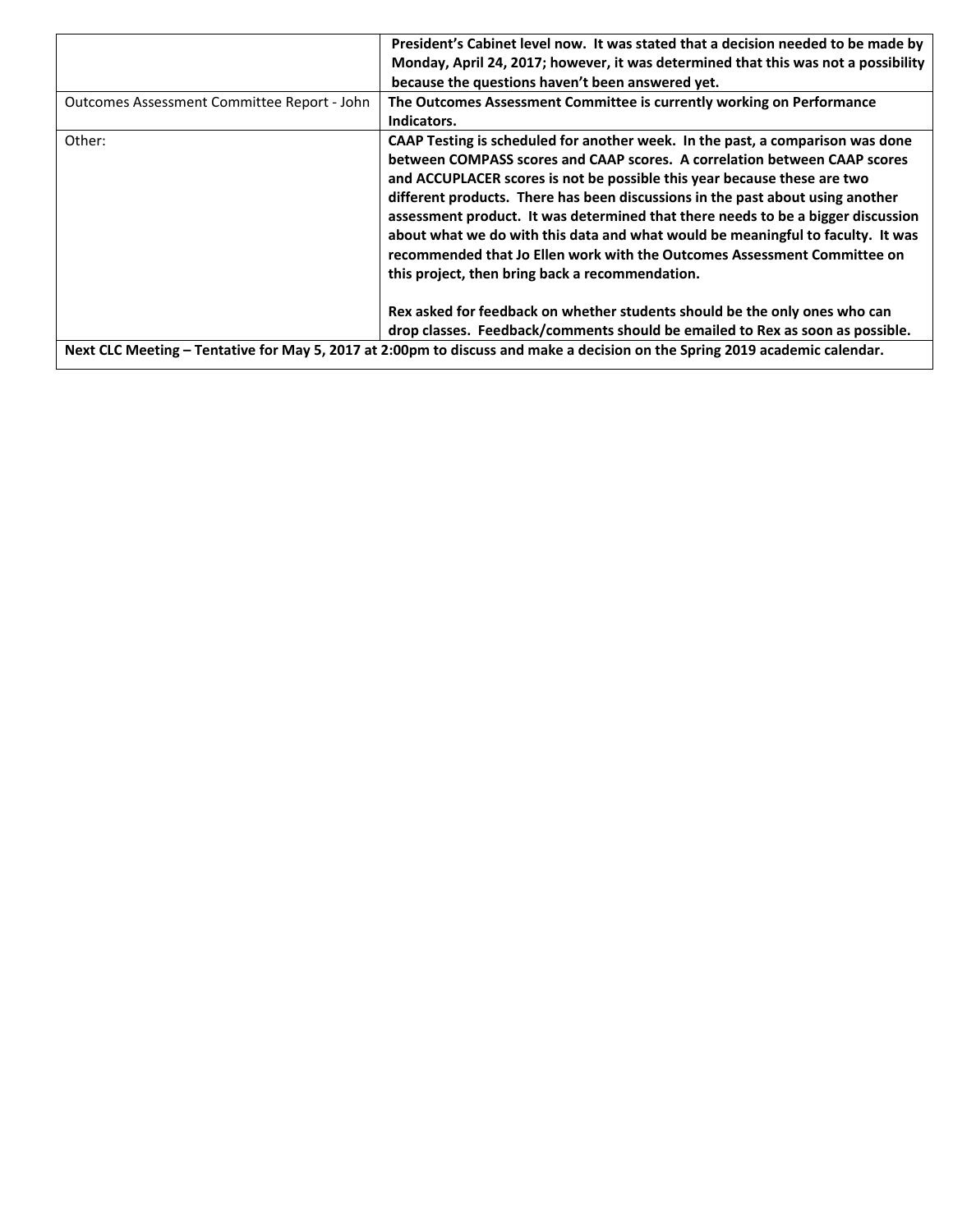|  |  |
|---|---|
|  | **President's Cabinet level now. It was stated that a decision needed to be made by Monday, April 24, 2017; however, it was determined that this was not a possibility because the questions haven't been answered yet.** |
| Outcomes Assessment Committee Report - John | **The Outcomes Assessment Committee is currently working on Performance Indicators.** |
| Other: | **CAAP Testing is scheduled for another week. In the past, a comparison was done between COMPASS scores and CAAP scores. A correlation between CAAP scores and ACCUPLACER scores is not be possible this year because these are two different products. There has been discussions in the past about using another assessment product. It was determined that there needs to be a bigger discussion about what we do with this data and what would be meaningful to faculty. It was recommended that Jo Ellen work with the Outcomes Assessment Committee on this project, then bring back a recommendation.**<br><br>**Rex asked for feedback on whether students should be the only ones who can drop classes. Feedback/comments should be emailed to Rex as soon as possible.** |
| **Next CLC Meeting – Tentative for May 5, 2017 at 2:00pm to discuss and make a decision on the Spring 2019 academic calendar.** |  |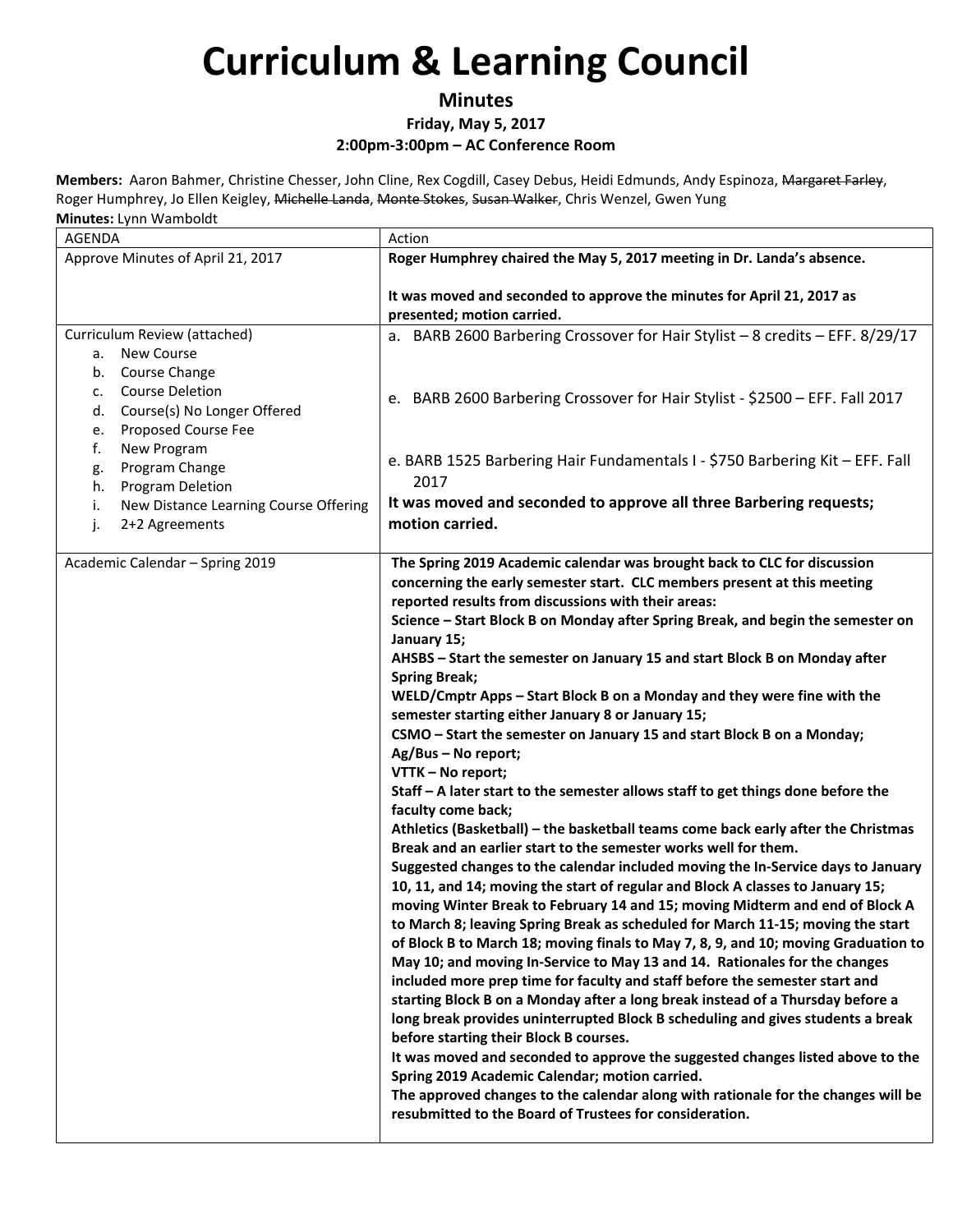# Curriculum & Learning Council

**Minutes**

**Friday, May 5, 2017**

**2:00pm-3:00pm – AC Conference Room**

**Members:** Aaron Bahmer, Christine Chesser, John Cline, Rex Cogdill, Casey Debus, Heidi Edmunds, Andy Espinoza, ~~Margaret Farley~~, Roger Humphrey, Jo Ellen Keigley, ~~Michelle Landa~~, ~~Monte Stokes~~, ~~Susan Walker~~, Chris Wenzel, Gwen Yung

**Minutes:** Lynn Wamboldt

| AGENDA | Action |
|---|---|
| Approve Minutes of April 21, 2017 | **Roger Humphrey chaired the May 5, 2017 meeting in Dr. Landa's absence.**<br><br>**It was moved and seconded to approve the minutes for April 21, 2017 as presented; motion carried.** |
| Curriculum Review (attached)<br>a. New Course<br>b. Course Change<br>c. Course Deletion<br>d. Course(s) No Longer Offered<br>e. Proposed Course Fee<br>f. New Program<br>g. Program Change<br>h. Program Deletion<br>i. New Distance Learning Course Offering<br>j. 2+2 Agreements | a. BARB 2600 Barbering Crossover for Hair Stylist – 8 credits – EFF. 8/29/17<br><br>e. BARB 2600 Barbering Crossover for Hair Stylist - $2500 – EFF. Fall 2017<br><br>e. BARB 1525 Barbering Hair Fundamentals I - $750 Barbering Kit – EFF. Fall 2017<br>**It was moved and seconded to approve all three Barbering requests; motion carried.** |
| Academic Calendar – Spring 2019 | **The Spring 2019 Academic calendar was brought back to CLC for discussion concerning the early semester start. CLC members present at this meeting reported results from discussions with their areas:**<br>**Science – Start Block B on Monday after Spring Break, and begin the semester on January 15;**<br>**AHSBS – Start the semester on January 15 and start Block B on Monday after Spring Break;**<br>**WELD/Cmptr Apps – Start Block B on a Monday and they were fine with the semester starting either January 8 or January 15;**<br>**CSMO – Start the semester on January 15 and start Block B on a Monday;**<br>**Ag/Bus – No report;**<br>**VTTK – No report;**<br>**Staff – A later start to the semester allows staff to get things done before the faculty come back;**<br>**Athletics (Basketball) – the basketball teams come back early after the Christmas Break and an earlier start to the semester works well for them.**<br>**Suggested changes to the calendar included moving the In-Service days to January 10, 11, and 14; moving the start of regular and Block A classes to January 15; moving Winter Break to February 14 and 15; moving Midterm and end of Block A to March 8; leaving Spring Break as scheduled for March 11-15; moving the start of Block B to March 18; moving finals to May 7, 8, 9, and 10; moving Graduation to May 10; and moving In-Service to May 13 and 14. Rationales for the changes included more prep time for faculty and staff before the semester start and starting Block B on a Monday after a long break instead of a Thursday before a long break provides uninterrupted Block B scheduling and gives students a break before starting their Block B courses.**<br>**It was moved and seconded to approve the suggested changes listed above to the Spring 2019 Academic Calendar; motion carried.**<br>**The approved changes to the calendar along with rationale for the changes will be resubmitted to the Board of Trustees for consideration.** |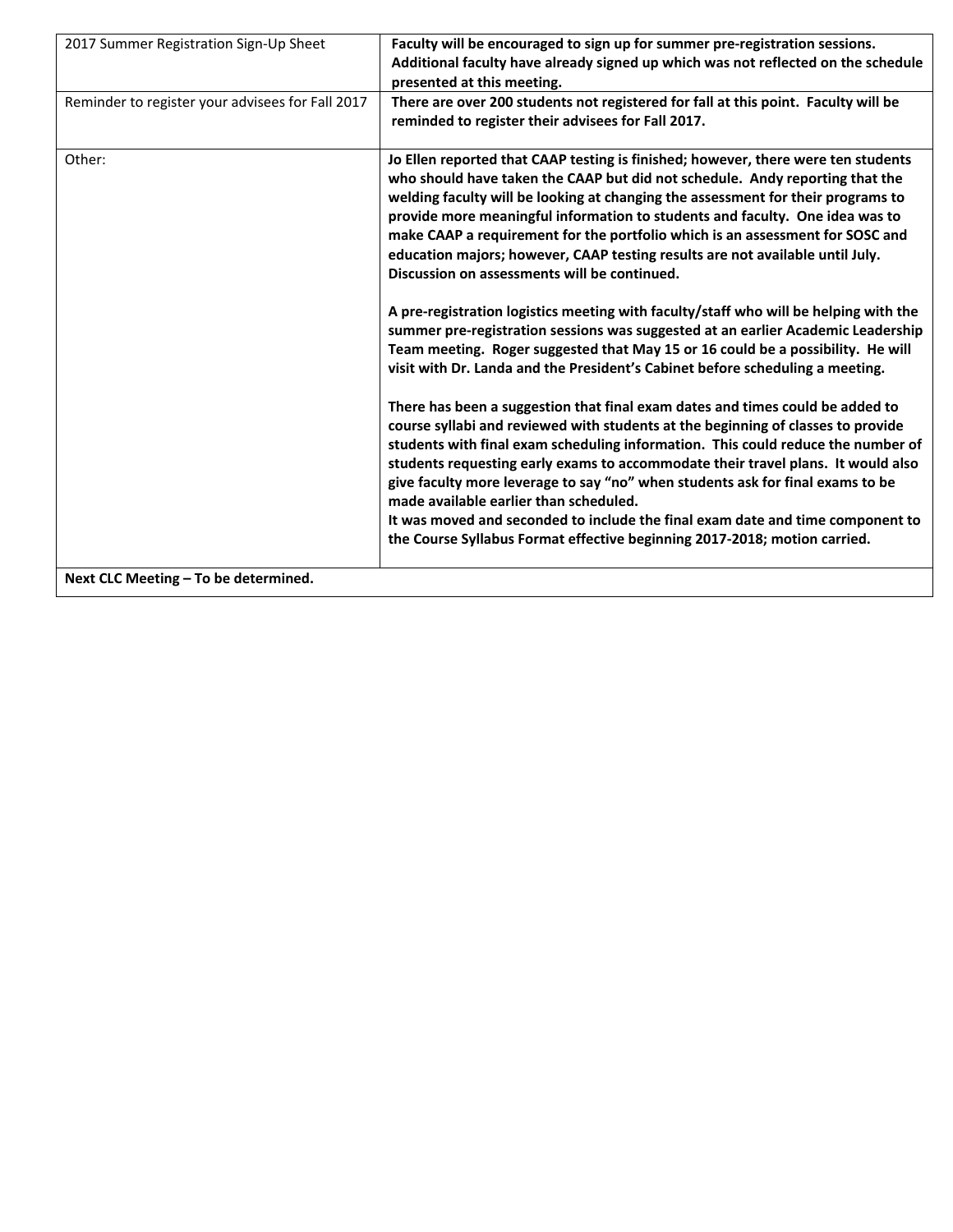| | |
|---|---|
| 2017 Summer Registration Sign-Up Sheet | **Faculty will be encouraged to sign up for summer pre-registration sessions. Additional faculty have already signed up which was not reflected on the schedule presented at this meeting.** |
| Reminder to register your advisees for Fall 2017 | **There are over 200 students not registered for fall at this point. Faculty will be reminded to register their advisees for Fall 2017.** |
| Other: | **Jo Ellen reported that CAAP testing is finished; however, there were ten students who should have taken the CAAP but did not schedule. Andy reporting that the welding faculty will be looking at changing the assessment for their programs to provide more meaningful information to students and faculty. One idea was to make CAAP a requirement for the portfolio which is an assessment for SOSC and education majors; however, CAAP testing results are not available until July. Discussion on assessments will be continued.**<br><br>**A pre-registration logistics meeting with faculty/staff who will be helping with the summer pre-registration sessions was suggested at an earlier Academic Leadership Team meeting. Roger suggested that May 15 or 16 could be a possibility. He will visit with Dr. Landa and the President's Cabinet before scheduling a meeting.**<br><br>**There has been a suggestion that final exam dates and times could be added to course syllabi and reviewed with students at the beginning of classes to provide students with final exam scheduling information. This could reduce the number of students requesting early exams to accommodate their travel plans. It would also give faculty more leverage to say "no" when students ask for final exams to be made available earlier than scheduled.**<br>**It was moved and seconded to include the final exam date and time component to the Course Syllabus Format effective beginning 2017-2018; motion carried.** |
| **Next CLC Meeting – To be determined.** | |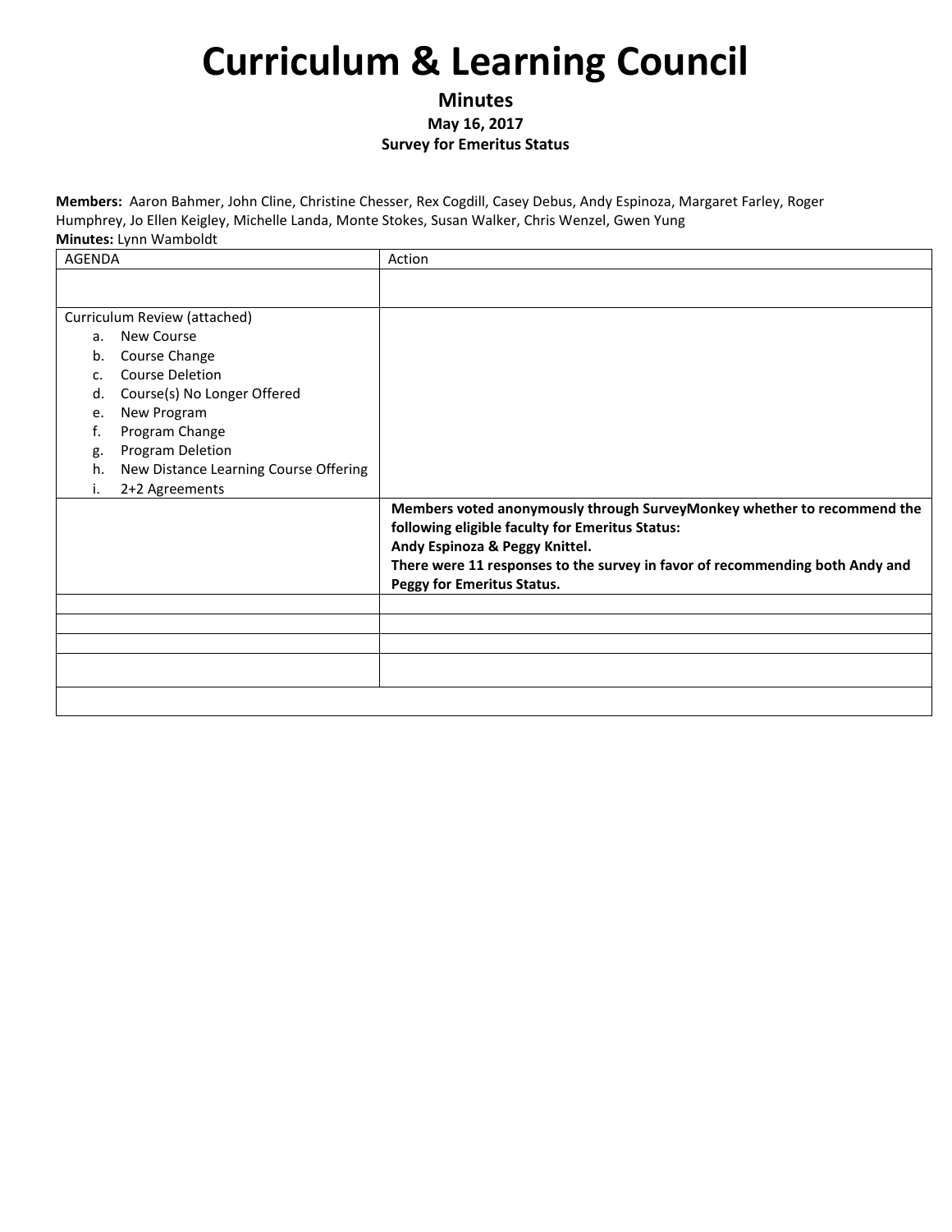# Curriculum & Learning Council

**Minutes**

**May 16, 2017**

**Survey for Emeritus Status**

**Members:** Aaron Bahmer, John Cline, Christine Chesser, Rex Cogdill, Casey Debus, Andy Espinoza, Margaret Farley, Roger Humphrey, Jo Ellen Keigley, Michelle Landa, Monte Stokes, Susan Walker, Chris Wenzel, Gwen Yung

**Minutes:** Lynn Wamboldt

| AGENDA | Action |
|---|---|
| | |
| Curriculum Review (attached)<br>a. New Course<br>b. Course Change<br>c. Course Deletion<br>d. Course(s) No Longer Offered<br>e. New Program<br>f. Program Change<br>g. Program Deletion<br>h. New Distance Learning Course Offering<br>i. 2+2 Agreements | |
| | **Members voted anonymously through SurveyMonkey whether to recommend the following eligible faculty for Emeritus Status:**<br>**Andy Espinoza & Peggy Knittel.**<br>**There were 11 responses to the survey in favor of recommending both Andy and Peggy for Emeritus Status.** |
| | |
| | |
| | |
| | |
| | |